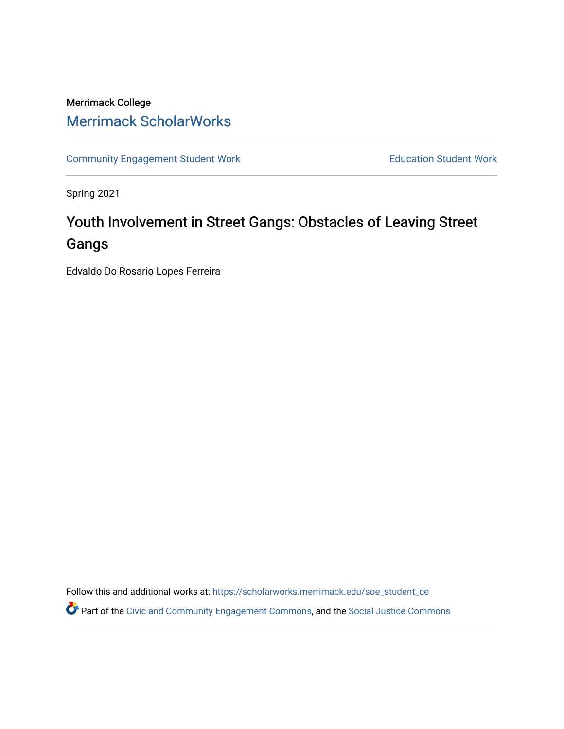Merrimack College

Merrimack ScholarWorks

Community Engagement Student Work

Education Student Work

Spring 2021

# Youth Involvement in Street Gangs: Obstacles of Leaving Street Gangs

Edvaldo Do Rosario Lopes Ferreira

Follow this and additional works at: https://scholarworks.merrimack.edu/soe_student_ce

Part of the Civic and Community Engagement Commons, and the Social Justice Commons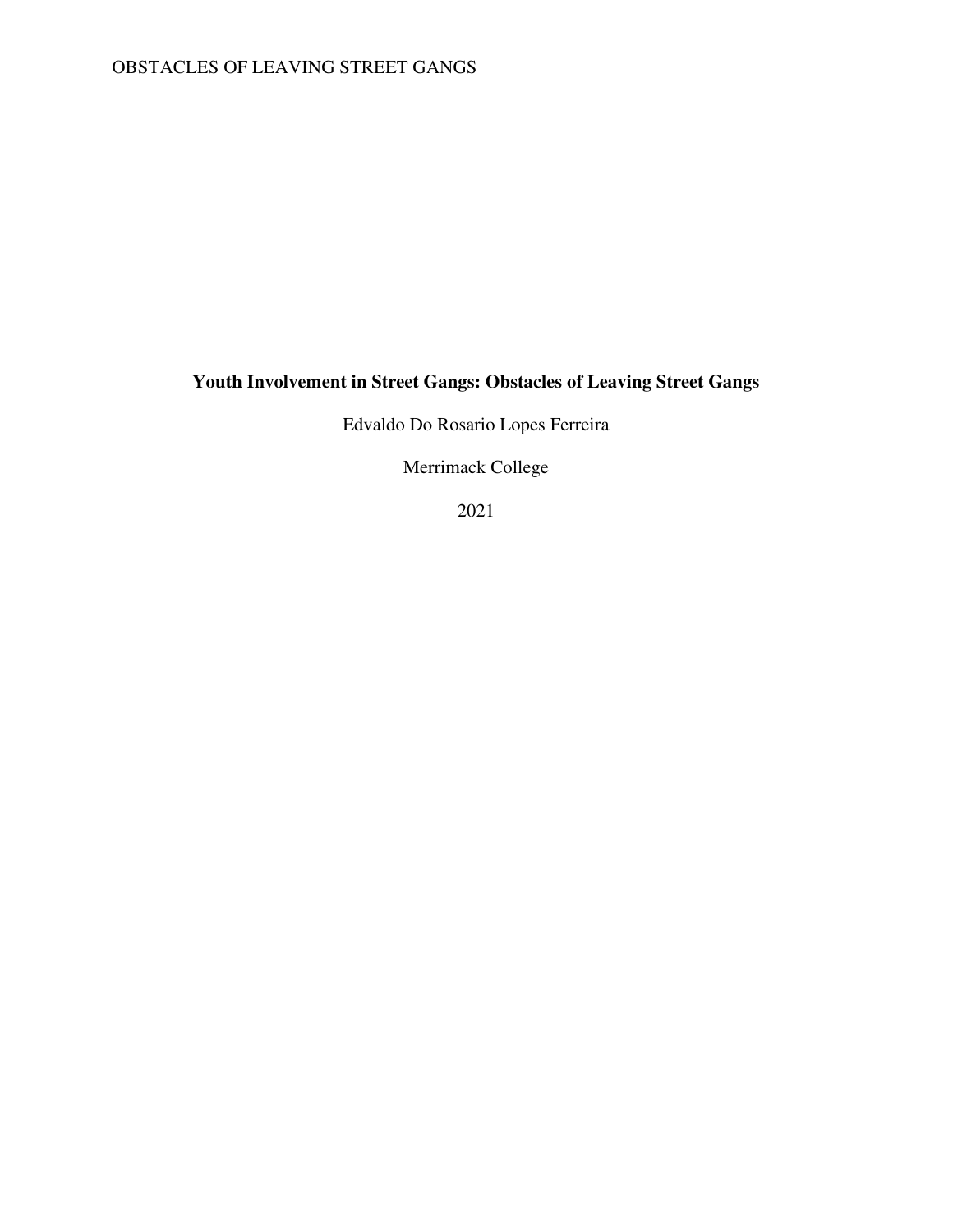**Youth Involvement in Street Gangs: Obstacles of Leaving Street Gangs**

Edvaldo Do Rosario Lopes Ferreira

Merrimack College

2021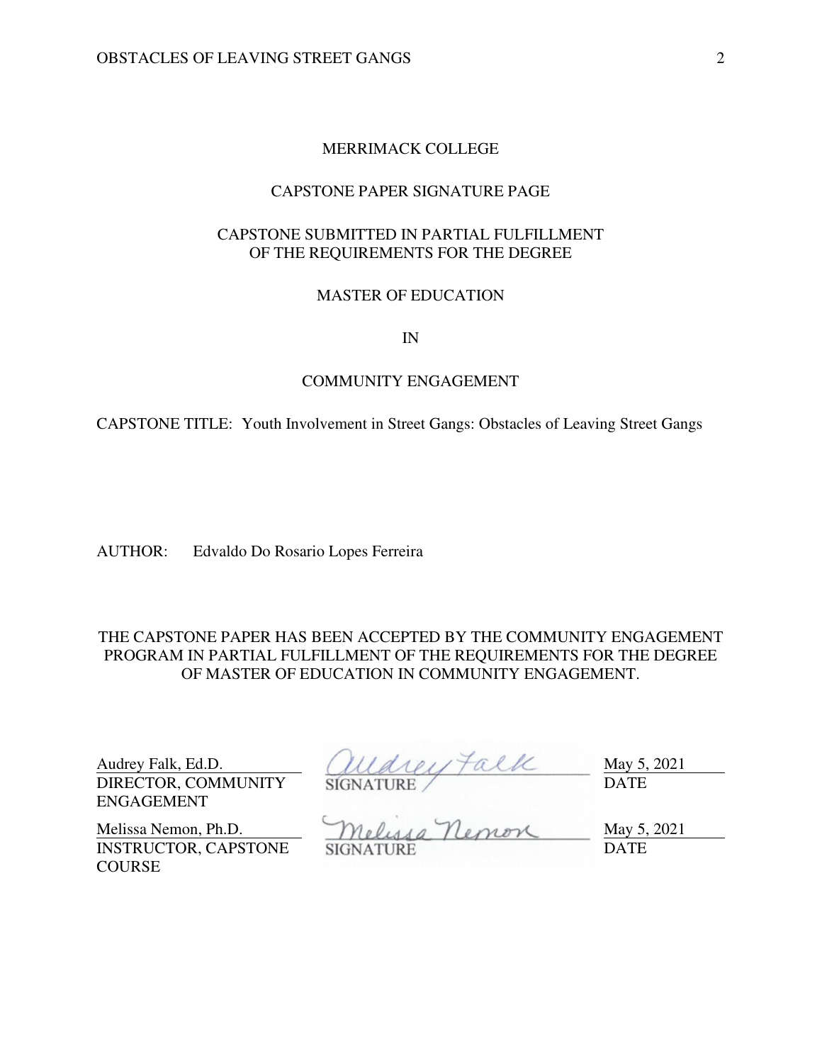MERRIMACK COLLEGE

CAPSTONE PAPER SIGNATURE PAGE

CAPSTONE SUBMITTED IN PARTIAL FULFILLMENT
OF THE REQUIREMENTS FOR THE DEGREE

MASTER OF EDUCATION

IN

COMMUNITY ENGAGEMENT

CAPSTONE TITLE: Youth Involvement in Street Gangs: Obstacles of Leaving Street Gangs

AUTHOR: Edvaldo Do Rosario Lopes Ferreira

THE CAPSTONE PAPER HAS BEEN ACCEPTED BY THE COMMUNITY ENGAGEMENT PROGRAM IN PARTIAL FULFILLMENT OF THE REQUIREMENTS FOR THE DEGREE OF MASTER OF EDUCATION IN COMMUNITY ENGAGEMENT.

| | | |
|---|---|---|
| Audrey Falk, Ed.D.<br>DIRECTOR, COMMUNITY ENGAGEMENT | Audrey Falk<br>SIGNATURE | May 5, 2021<br>DATE |
| Melissa Nemon, Ph.D.<br>INSTRUCTOR, CAPSTONE COURSE | Melissa Nemon<br>SIGNATURE | May 5, 2021<br>DATE |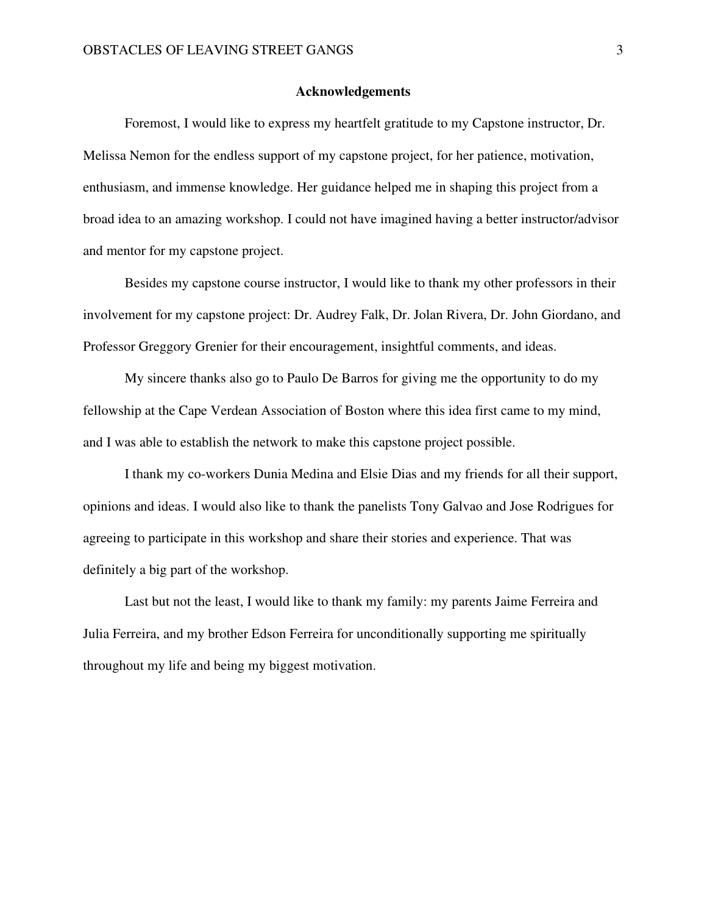## Acknowledgements

Foremost, I would like to express my heartfelt gratitude to my Capstone instructor, Dr. Melissa Nemon for the endless support of my capstone project, for her patience, motivation, enthusiasm, and immense knowledge. Her guidance helped me in shaping this project from a broad idea to an amazing workshop. I could not have imagined having a better instructor/advisor and mentor for my capstone project.

Besides my capstone course instructor, I would like to thank my other professors in their involvement for my capstone project: Dr. Audrey Falk, Dr. Jolan Rivera, Dr. John Giordano, and Professor Greggory Grenier for their encouragement, insightful comments, and ideas.

My sincere thanks also go to Paulo De Barros for giving me the opportunity to do my fellowship at the Cape Verdean Association of Boston where this idea first came to my mind, and I was able to establish the network to make this capstone project possible.

I thank my co-workers Dunia Medina and Elsie Dias and my friends for all their support, opinions and ideas. I would also like to thank the panelists Tony Galvao and Jose Rodrigues for agreeing to participate in this workshop and share their stories and experience. That was definitely a big part of the workshop.

Last but not the least, I would like to thank my family: my parents Jaime Ferreira and Julia Ferreira, and my brother Edson Ferreira for unconditionally supporting me spiritually throughout my life and being my biggest motivation.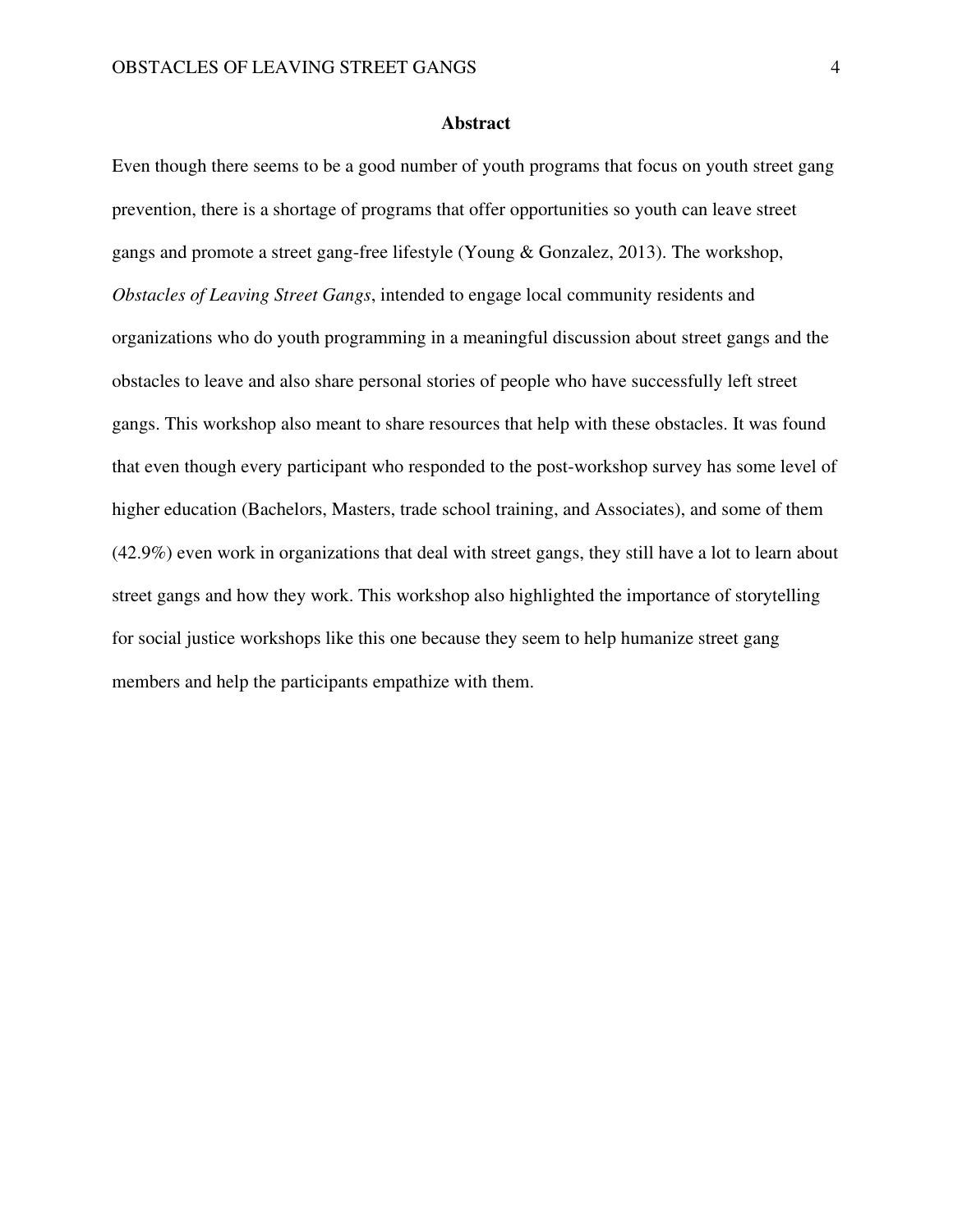# Abstract

Even though there seems to be a good number of youth programs that focus on youth street gang prevention, there is a shortage of programs that offer opportunities so youth can leave street gangs and promote a street gang-free lifestyle (Young & Gonzalez, 2013). The workshop, *Obstacles of Leaving Street Gangs*, intended to engage local community residents and organizations who do youth programming in a meaningful discussion about street gangs and the obstacles to leave and also share personal stories of people who have successfully left street gangs. This workshop also meant to share resources that help with these obstacles. It was found that even though every participant who responded to the post-workshop survey has some level of higher education (Bachelors, Masters, trade school training, and Associates), and some of them (42.9%) even work in organizations that deal with street gangs, they still have a lot to learn about street gangs and how they work. This workshop also highlighted the importance of storytelling for social justice workshops like this one because they seem to help humanize street gang members and help the participants empathize with them.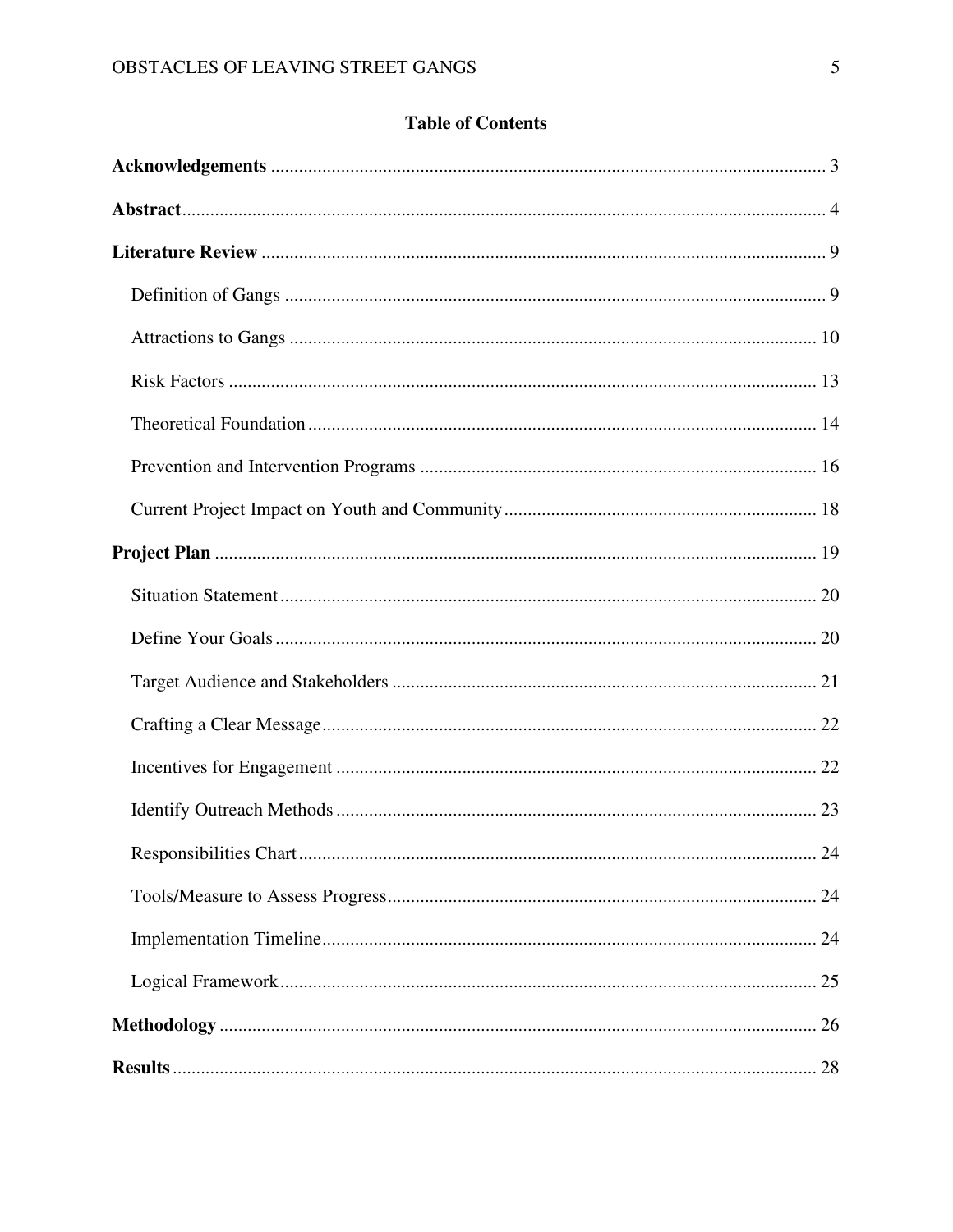## Table of Contents

**Acknowledgements** ........................................................................................................ 3

**Abstract** ......................................................................................................................... 4

**Literature Review** .......................................................................................................... 9

Definition of Gangs ........................................................................................................ 9

Attractions to Gangs ...................................................................................................... 10

Risk Factors .................................................................................................................. 13

Theoretical Foundation ................................................................................................. 14

Prevention and Intervention Programs .......................................................................... 16

Current Project Impact on Youth and Community ........................................................ 18

**Project Plan** .................................................................................................................. 19

Situation Statement ....................................................................................................... 20

Define Your Goals ......................................................................................................... 20

Target Audience and Stakeholders ................................................................................ 21

Crafting a Clear Message .............................................................................................. 22

Incentives for Engagement ............................................................................................ 22

Identify Outreach Methods ............................................................................................ 23

Responsibilities Chart .................................................................................................... 24

Tools/Measure to Assess Progress ................................................................................. 24

Implementation Timeline ............................................................................................... 24

Logical Framework ........................................................................................................ 25

**Methodology** ................................................................................................................. 26

**Results** ........................................................................................................................... 28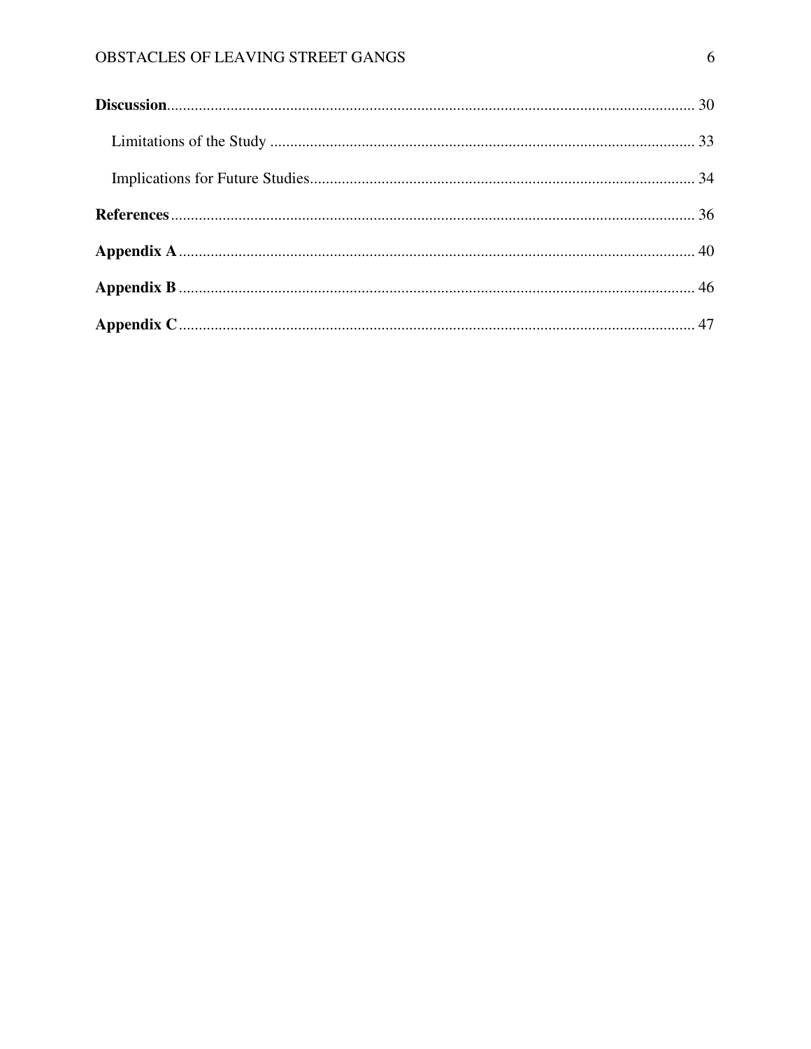**Discussion** ........................................................................................................................................ 30

Limitations of the Study ............................................................................................................ 33

Implications for Future Studies ................................................................................................. 34

**References** ........................................................................................................................................ 36

**Appendix A** ........................................................................................................................................ 40

**Appendix B** ........................................................................................................................................ 46

**Appendix C** ........................................................................................................................................ 47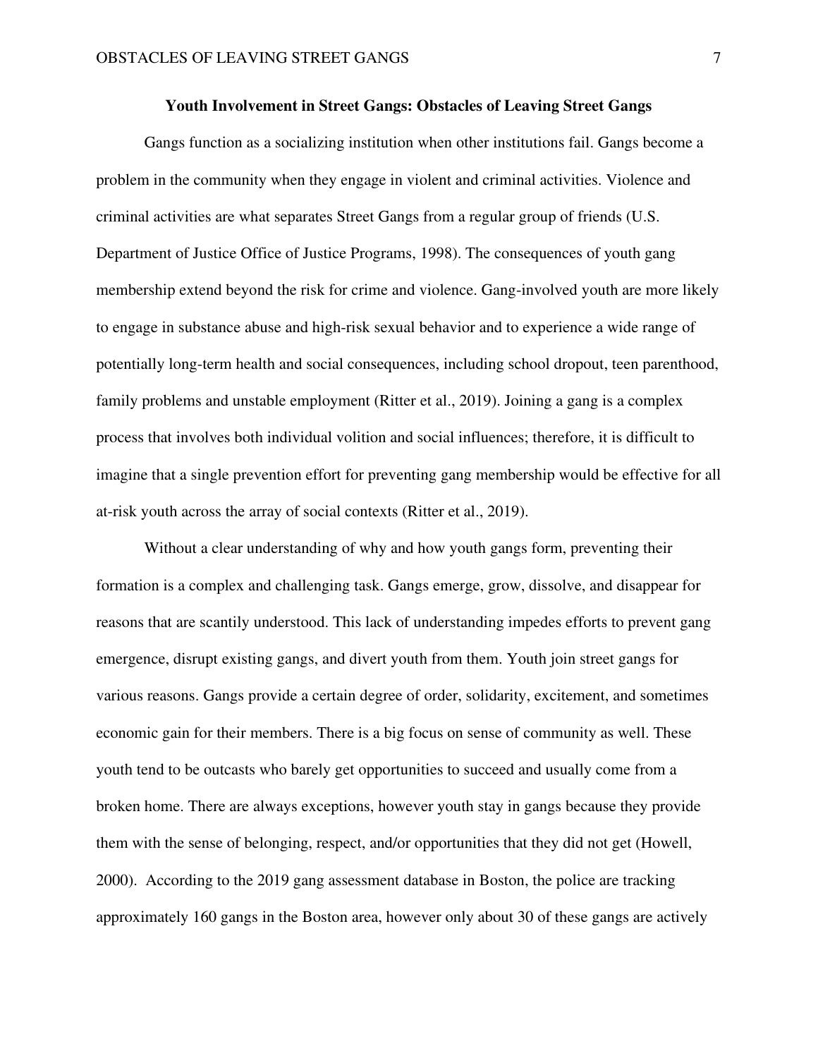**Youth Involvement in Street Gangs: Obstacles of Leaving Street Gangs**

Gangs function as a socializing institution when other institutions fail. Gangs become a problem in the community when they engage in violent and criminal activities. Violence and criminal activities are what separates Street Gangs from a regular group of friends (U.S. Department of Justice Office of Justice Programs, 1998). The consequences of youth gang membership extend beyond the risk for crime and violence. Gang-involved youth are more likely to engage in substance abuse and high-risk sexual behavior and to experience a wide range of potentially long-term health and social consequences, including school dropout, teen parenthood, family problems and unstable employment (Ritter et al., 2019). Joining a gang is a complex process that involves both individual volition and social influences; therefore, it is difficult to imagine that a single prevention effort for preventing gang membership would be effective for all at-risk youth across the array of social contexts (Ritter et al., 2019).

Without a clear understanding of why and how youth gangs form, preventing their formation is a complex and challenging task. Gangs emerge, grow, dissolve, and disappear for reasons that are scantily understood. This lack of understanding impedes efforts to prevent gang emergence, disrupt existing gangs, and divert youth from them. Youth join street gangs for various reasons. Gangs provide a certain degree of order, solidarity, excitement, and sometimes economic gain for their members. There is a big focus on sense of community as well. These youth tend to be outcasts who barely get opportunities to succeed and usually come from a broken home. There are always exceptions, however youth stay in gangs because they provide them with the sense of belonging, respect, and/or opportunities that they did not get (Howell, 2000). According to the 2019 gang assessment database in Boston, the police are tracking approximately 160 gangs in the Boston area, however only about 30 of these gangs are actively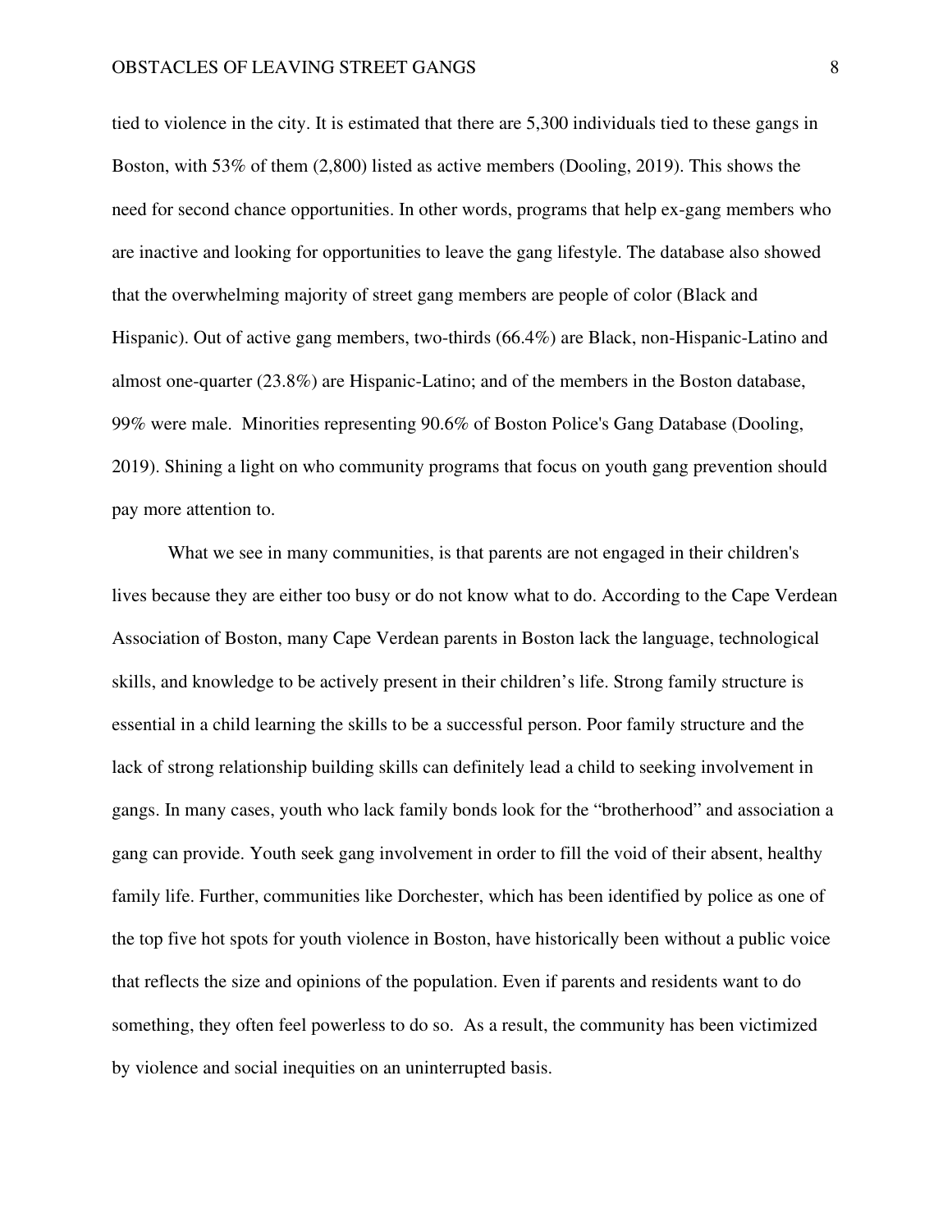tied to violence in the city. It is estimated that there are 5,300 individuals tied to these gangs in Boston, with 53% of them (2,800) listed as active members (Dooling, 2019). This shows the need for second chance opportunities. In other words, programs that help ex-gang members who are inactive and looking for opportunities to leave the gang lifestyle. The database also showed that the overwhelming majority of street gang members are people of color (Black and Hispanic). Out of active gang members, two-thirds (66.4%) are Black, non-Hispanic-Latino and almost one-quarter (23.8%) are Hispanic-Latino; and of the members in the Boston database, 99% were male. Minorities representing 90.6% of Boston Police's Gang Database (Dooling, 2019). Shining a light on who community programs that focus on youth gang prevention should pay more attention to.

What we see in many communities, is that parents are not engaged in their children's lives because they are either too busy or do not know what to do. According to the Cape Verdean Association of Boston, many Cape Verdean parents in Boston lack the language, technological skills, and knowledge to be actively present in their children's life. Strong family structure is essential in a child learning the skills to be a successful person. Poor family structure and the lack of strong relationship building skills can definitely lead a child to seeking involvement in gangs. In many cases, youth who lack family bonds look for the "brotherhood" and association a gang can provide. Youth seek gang involvement in order to fill the void of their absent, healthy family life. Further, communities like Dorchester, which has been identified by police as one of the top five hot spots for youth violence in Boston, have historically been without a public voice that reflects the size and opinions of the population. Even if parents and residents want to do something, they often feel powerless to do so. As a result, the community has been victimized by violence and social inequities on an uninterrupted basis.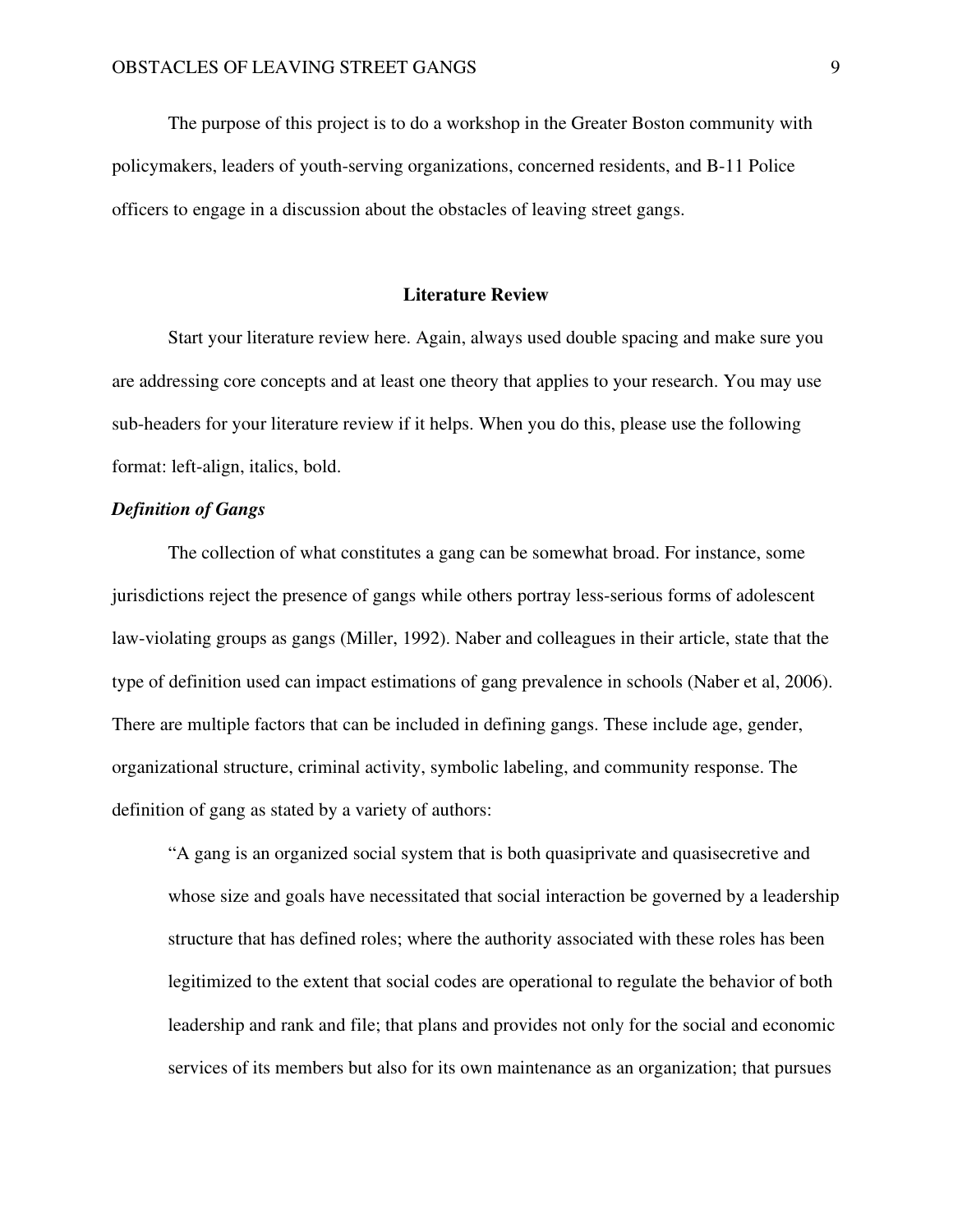The purpose of this project is to do a workshop in the Greater Boston community with policymakers, leaders of youth-serving organizations, concerned residents, and B-11 Police officers to engage in a discussion about the obstacles of leaving street gangs.

## Literature Review

Start your literature review here. Again, always used double spacing and make sure you are addressing core concepts and at least one theory that applies to your research. You may use sub-headers for your literature review if it helps. When you do this, please use the following format: left-align, italics, bold.

### ***Definition of Gangs***

The collection of what constitutes a gang can be somewhat broad. For instance, some jurisdictions reject the presence of gangs while others portray less-serious forms of adolescent law-violating groups as gangs (Miller, 1992). Naber and colleagues in their article, state that the type of definition used can impact estimations of gang prevalence in schools (Naber et al, 2006). There are multiple factors that can be included in defining gangs. These include age, gender, organizational structure, criminal activity, symbolic labeling, and community response. The definition of gang as stated by a variety of authors:

> "A gang is an organized social system that is both quasiprivate and quasisecretive and whose size and goals have necessitated that social interaction be governed by a leadership structure that has defined roles; where the authority associated with these roles has been legitimized to the extent that social codes are operational to regulate the behavior of both leadership and rank and file; that plans and provides not only for the social and economic services of its members but also for its own maintenance as an organization; that pursues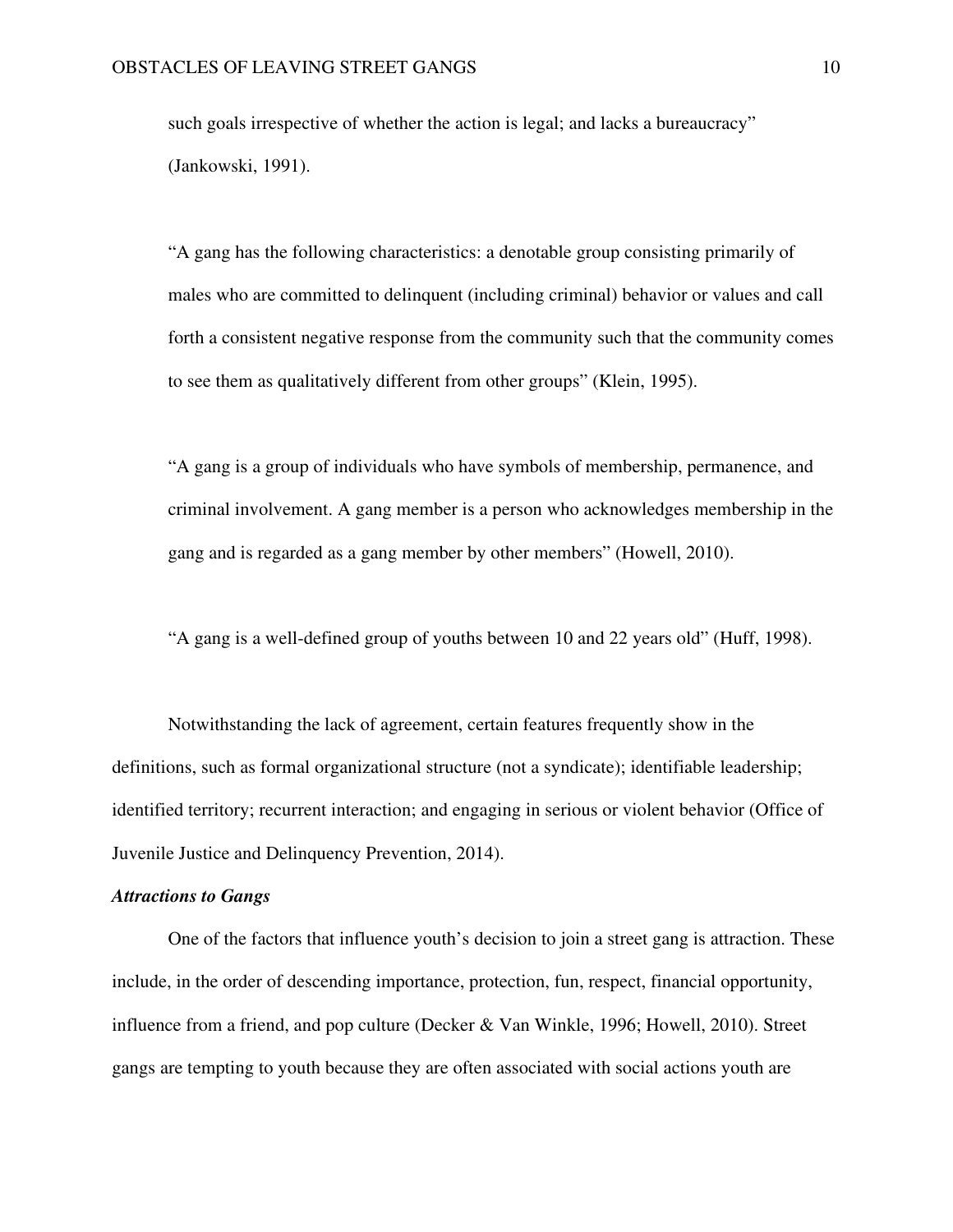such goals irrespective of whether the action is legal; and lacks a bureaucracy" (Jankowski, 1991).

> "A gang has the following characteristics: a denotable group consisting primarily of males who are committed to delinquent (including criminal) behavior or values and call forth a consistent negative response from the community such that the community comes to see them as qualitatively different from other groups" (Klein, 1995).

> "A gang is a group of individuals who have symbols of membership, permanence, and criminal involvement. A gang member is a person who acknowledges membership in the gang and is regarded as a gang member by other members" (Howell, 2010).

> "A gang is a well-defined group of youths between 10 and 22 years old" (Huff, 1998).

Notwithstanding the lack of agreement, certain features frequently show in the definitions, such as formal organizational structure (not a syndicate); identifiable leadership; identified territory; recurrent interaction; and engaging in serious or violent behavior (Office of Juvenile Justice and Delinquency Prevention, 2014).

***Attractions to Gangs***

One of the factors that influence youth's decision to join a street gang is attraction. These include, in the order of descending importance, protection, fun, respect, financial opportunity, influence from a friend, and pop culture (Decker & Van Winkle, 1996; Howell, 2010). Street gangs are tempting to youth because they are often associated with social actions youth are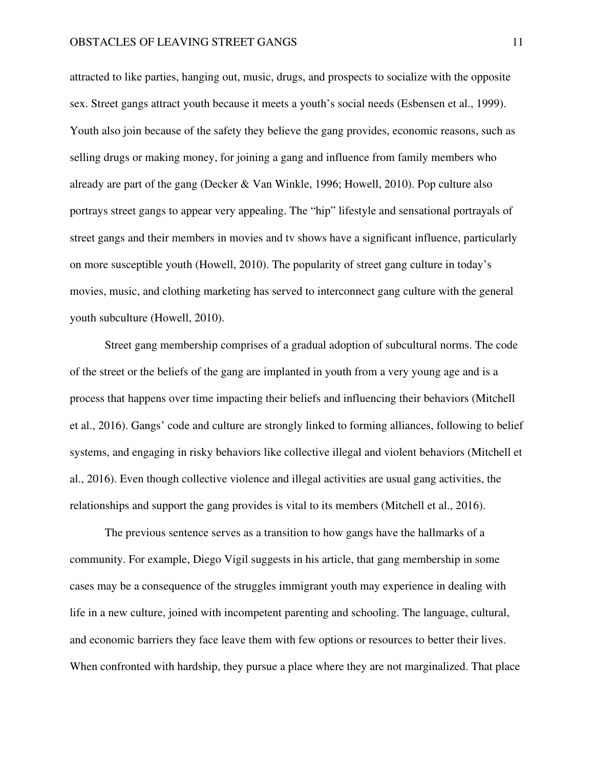attracted to like parties, hanging out, music, drugs, and prospects to socialize with the opposite sex. Street gangs attract youth because it meets a youth's social needs (Esbensen et al., 1999). Youth also join because of the safety they believe the gang provides, economic reasons, such as selling drugs or making money, for joining a gang and influence from family members who already are part of the gang (Decker & Van Winkle, 1996; Howell, 2010). Pop culture also portrays street gangs to appear very appealing. The "hip" lifestyle and sensational portrayals of street gangs and their members in movies and tv shows have a significant influence, particularly on more susceptible youth (Howell, 2010). The popularity of street gang culture in today's movies, music, and clothing marketing has served to interconnect gang culture with the general youth subculture (Howell, 2010).

Street gang membership comprises of a gradual adoption of subcultural norms. The code of the street or the beliefs of the gang are implanted in youth from a very young age and is a process that happens over time impacting their beliefs and influencing their behaviors (Mitchell et al., 2016). Gangs' code and culture are strongly linked to forming alliances, following to belief systems, and engaging in risky behaviors like collective illegal and violent behaviors (Mitchell et al., 2016). Even though collective violence and illegal activities are usual gang activities, the relationships and support the gang provides is vital to its members (Mitchell et al., 2016).

The previous sentence serves as a transition to how gangs have the hallmarks of a community. For example, Diego Vigil suggests in his article, that gang membership in some cases may be a consequence of the struggles immigrant youth may experience in dealing with life in a new culture, joined with incompetent parenting and schooling. The language, cultural, and economic barriers they face leave them with few options or resources to better their lives. When confronted with hardship, they pursue a place where they are not marginalized. That place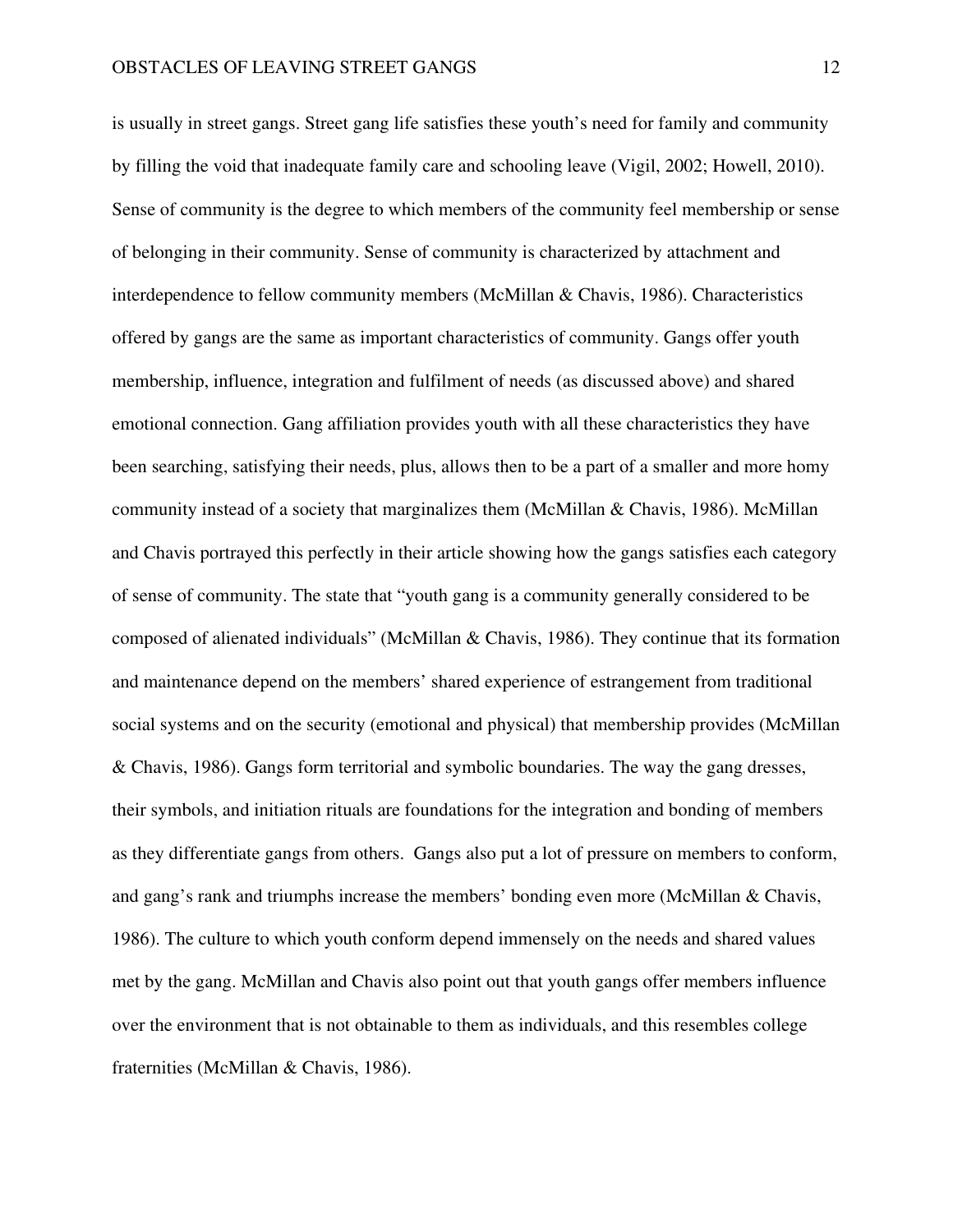is usually in street gangs. Street gang life satisfies these youth's need for family and community by filling the void that inadequate family care and schooling leave (Vigil, 2002; Howell, 2010). Sense of community is the degree to which members of the community feel membership or sense of belonging in their community. Sense of community is characterized by attachment and interdependence to fellow community members (McMillan & Chavis, 1986). Characteristics offered by gangs are the same as important characteristics of community. Gangs offer youth membership, influence, integration and fulfilment of needs (as discussed above) and shared emotional connection. Gang affiliation provides youth with all these characteristics they have been searching, satisfying their needs, plus, allows then to be a part of a smaller and more homy community instead of a society that marginalizes them (McMillan & Chavis, 1986). McMillan and Chavis portrayed this perfectly in their article showing how the gangs satisfies each category of sense of community. The state that "youth gang is a community generally considered to be composed of alienated individuals" (McMillan & Chavis, 1986). They continue that its formation and maintenance depend on the members' shared experience of estrangement from traditional social systems and on the security (emotional and physical) that membership provides (McMillan & Chavis, 1986). Gangs form territorial and symbolic boundaries. The way the gang dresses, their symbols, and initiation rituals are foundations for the integration and bonding of members as they differentiate gangs from others. Gangs also put a lot of pressure on members to conform, and gang's rank and triumphs increase the members' bonding even more (McMillan & Chavis, 1986). The culture to which youth conform depend immensely on the needs and shared values met by the gang. McMillan and Chavis also point out that youth gangs offer members influence over the environment that is not obtainable to them as individuals, and this resembles college fraternities (McMillan & Chavis, 1986).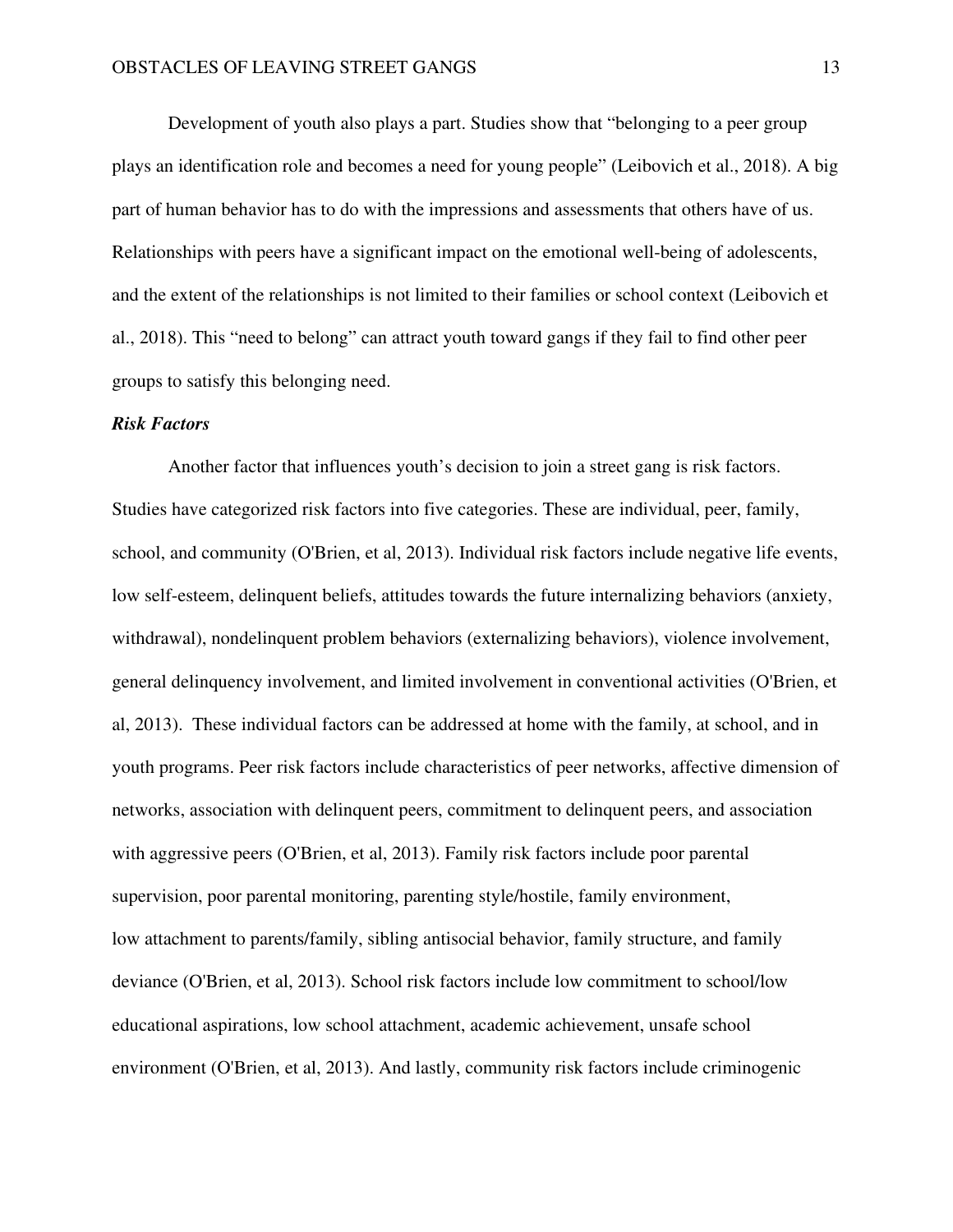Development of youth also plays a part. Studies show that "belonging to a peer group plays an identification role and becomes a need for young people" (Leibovich et al., 2018). A big part of human behavior has to do with the impressions and assessments that others have of us. Relationships with peers have a significant impact on the emotional well-being of adolescents, and the extent of the relationships is not limited to their families or school context (Leibovich et al., 2018). This "need to belong" can attract youth toward gangs if they fail to find other peer groups to satisfy this belonging need.

***Risk Factors***

Another factor that influences youth's decision to join a street gang is risk factors. Studies have categorized risk factors into five categories. These are individual, peer, family, school, and community (O'Brien, et al, 2013). Individual risk factors include negative life events, low self-esteem, delinquent beliefs, attitudes towards the future internalizing behaviors (anxiety, withdrawal), nondelinquent problem behaviors (externalizing behaviors), violence involvement, general delinquency involvement, and limited involvement in conventional activities (O'Brien, et al, 2013). These individual factors can be addressed at home with the family, at school, and in youth programs. Peer risk factors include characteristics of peer networks, affective dimension of networks, association with delinquent peers, commitment to delinquent peers, and association with aggressive peers (O'Brien, et al, 2013). Family risk factors include poor parental supervision, poor parental monitoring, parenting style/hostile, family environment, low attachment to parents/family, sibling antisocial behavior, family structure, and family deviance (O'Brien, et al, 2013). School risk factors include low commitment to school/low educational aspirations, low school attachment, academic achievement, unsafe school environment (O'Brien, et al, 2013). And lastly, community risk factors include criminogenic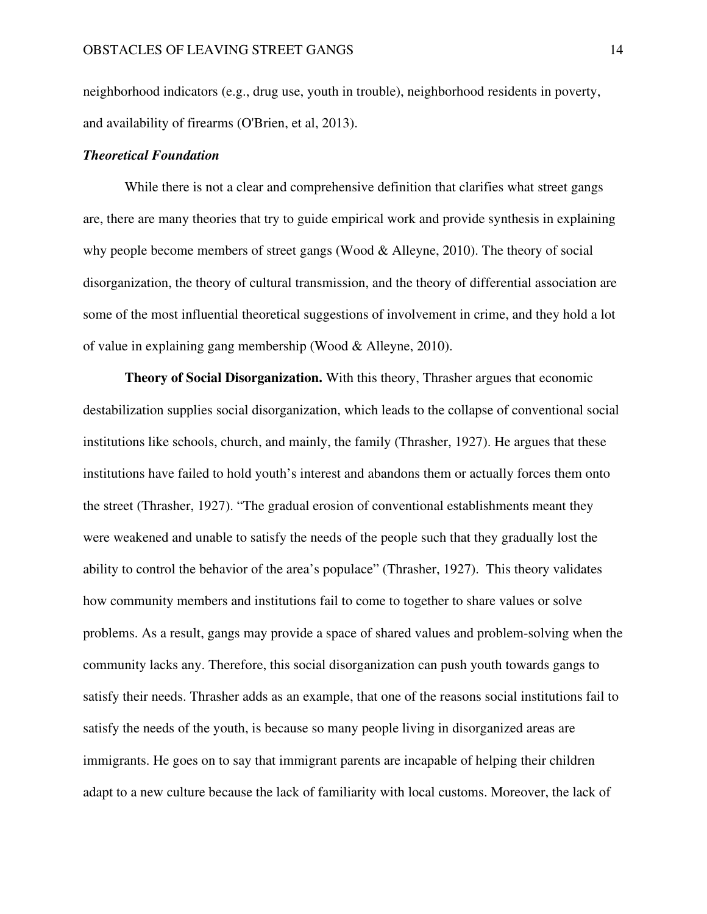neighborhood indicators (e.g., drug use, youth in trouble), neighborhood residents in poverty, and availability of firearms (O'Brien, et al, 2013).

### *Theoretical Foundation*

While there is not a clear and comprehensive definition that clarifies what street gangs are, there are many theories that try to guide empirical work and provide synthesis in explaining why people become members of street gangs (Wood & Alleyne, 2010). The theory of social disorganization, the theory of cultural transmission, and the theory of differential association are some of the most influential theoretical suggestions of involvement in crime, and they hold a lot of value in explaining gang membership (Wood & Alleyne, 2010).

**Theory of Social Disorganization.** With this theory, Thrasher argues that economic destabilization supplies social disorganization, which leads to the collapse of conventional social institutions like schools, church, and mainly, the family (Thrasher, 1927). He argues that these institutions have failed to hold youth's interest and abandons them or actually forces them onto the street (Thrasher, 1927). "The gradual erosion of conventional establishments meant they were weakened and unable to satisfy the needs of the people such that they gradually lost the ability to control the behavior of the area's populace" (Thrasher, 1927). This theory validates how community members and institutions fail to come to together to share values or solve problems. As a result, gangs may provide a space of shared values and problem-solving when the community lacks any. Therefore, this social disorganization can push youth towards gangs to satisfy their needs. Thrasher adds as an example, that one of the reasons social institutions fail to satisfy the needs of the youth, is because so many people living in disorganized areas are immigrants. He goes on to say that immigrant parents are incapable of helping their children adapt to a new culture because the lack of familiarity with local customs. Moreover, the lack of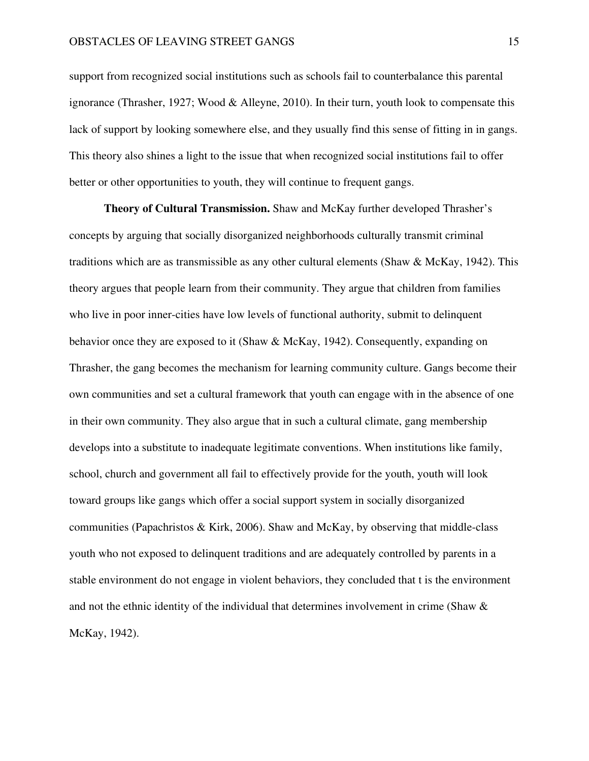support from recognized social institutions such as schools fail to counterbalance this parental ignorance (Thrasher, 1927; Wood & Alleyne, 2010). In their turn, youth look to compensate this lack of support by looking somewhere else, and they usually find this sense of fitting in in gangs. This theory also shines a light to the issue that when recognized social institutions fail to offer better or other opportunities to youth, they will continue to frequent gangs.

**Theory of Cultural Transmission.** Shaw and McKay further developed Thrasher's concepts by arguing that socially disorganized neighborhoods culturally transmit criminal traditions which are as transmissible as any other cultural elements (Shaw & McKay, 1942). This theory argues that people learn from their community. They argue that children from families who live in poor inner-cities have low levels of functional authority, submit to delinquent behavior once they are exposed to it (Shaw & McKay, 1942). Consequently, expanding on Thrasher, the gang becomes the mechanism for learning community culture. Gangs become their own communities and set a cultural framework that youth can engage with in the absence of one in their own community. They also argue that in such a cultural climate, gang membership develops into a substitute to inadequate legitimate conventions. When institutions like family, school, church and government all fail to effectively provide for the youth, youth will look toward groups like gangs which offer a social support system in socially disorganized communities (Papachristos & Kirk, 2006). Shaw and McKay, by observing that middle-class youth who not exposed to delinquent traditions and are adequately controlled by parents in a stable environment do not engage in violent behaviors, they concluded that t is the environment and not the ethnic identity of the individual that determines involvement in crime (Shaw & McKay, 1942).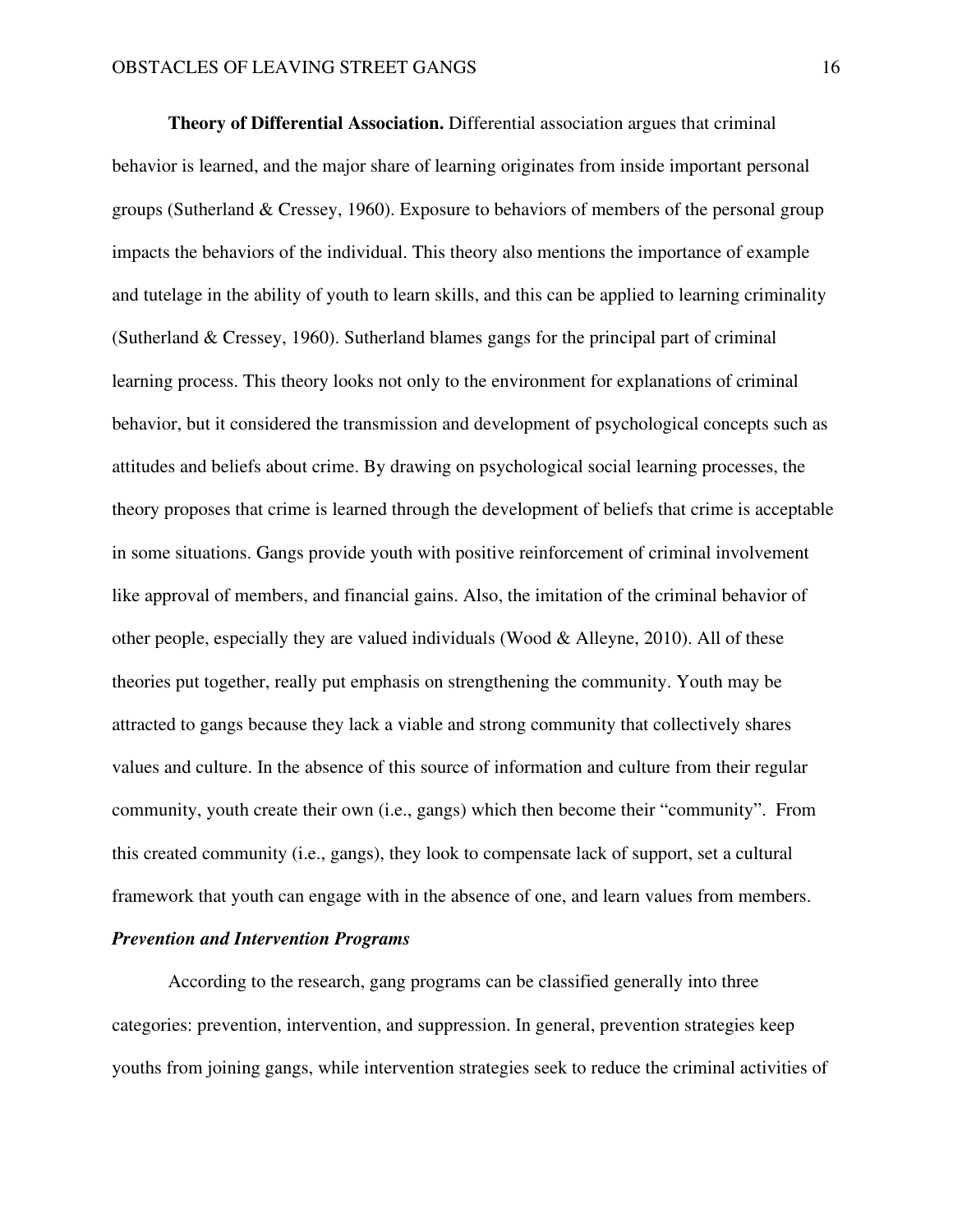**Theory of Differential Association.** Differential association argues that criminal behavior is learned, and the major share of learning originates from inside important personal groups (Sutherland & Cressey, 1960). Exposure to behaviors of members of the personal group impacts the behaviors of the individual. This theory also mentions the importance of example and tutelage in the ability of youth to learn skills, and this can be applied to learning criminality (Sutherland & Cressey, 1960). Sutherland blames gangs for the principal part of criminal learning process. This theory looks not only to the environment for explanations of criminal behavior, but it considered the transmission and development of psychological concepts such as attitudes and beliefs about crime. By drawing on psychological social learning processes, the theory proposes that crime is learned through the development of beliefs that crime is acceptable in some situations. Gangs provide youth with positive reinforcement of criminal involvement like approval of members, and financial gains. Also, the imitation of the criminal behavior of other people, especially they are valued individuals (Wood & Alleyne, 2010). All of these theories put together, really put emphasis on strengthening the community. Youth may be attracted to gangs because they lack a viable and strong community that collectively shares values and culture. In the absence of this source of information and culture from their regular community, youth create their own (i.e., gangs) which then become their "community". From this created community (i.e., gangs), they look to compensate lack of support, set a cultural framework that youth can engage with in the absence of one, and learn values from members.

### *Prevention and Intervention Programs*

According to the research, gang programs can be classified generally into three categories: prevention, intervention, and suppression. In general, prevention strategies keep youths from joining gangs, while intervention strategies seek to reduce the criminal activities of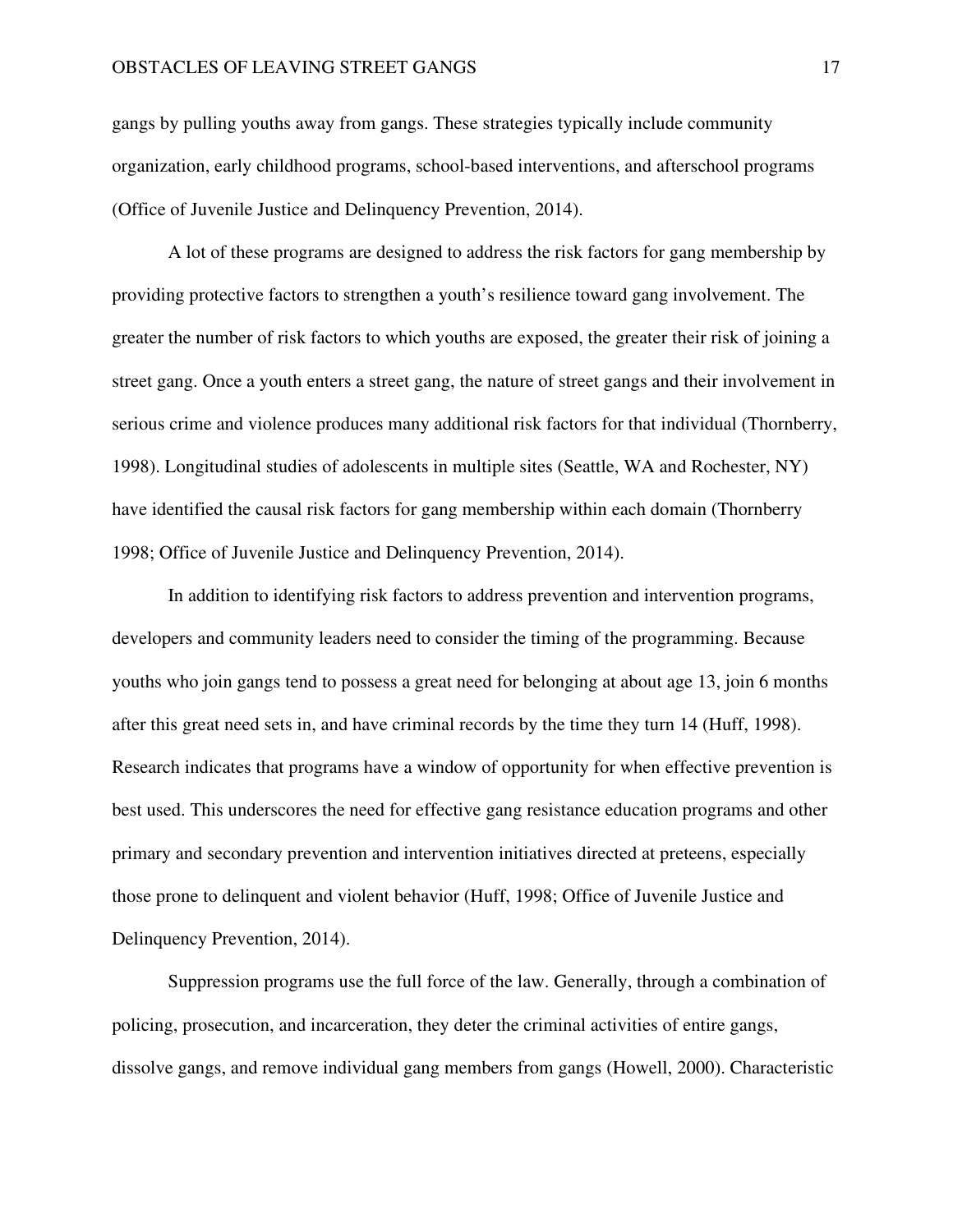gangs by pulling youths away from gangs. These strategies typically include community organization, early childhood programs, school-based interventions, and afterschool programs (Office of Juvenile Justice and Delinquency Prevention, 2014).

A lot of these programs are designed to address the risk factors for gang membership by providing protective factors to strengthen a youth's resilience toward gang involvement. The greater the number of risk factors to which youths are exposed, the greater their risk of joining a street gang. Once a youth enters a street gang, the nature of street gangs and their involvement in serious crime and violence produces many additional risk factors for that individual (Thornberry, 1998). Longitudinal studies of adolescents in multiple sites (Seattle, WA and Rochester, NY) have identified the causal risk factors for gang membership within each domain (Thornberry 1998; Office of Juvenile Justice and Delinquency Prevention, 2014).

In addition to identifying risk factors to address prevention and intervention programs, developers and community leaders need to consider the timing of the programming. Because youths who join gangs tend to possess a great need for belonging at about age 13, join 6 months after this great need sets in, and have criminal records by the time they turn 14 (Huff, 1998). Research indicates that programs have a window of opportunity for when effective prevention is best used. This underscores the need for effective gang resistance education programs and other primary and secondary prevention and intervention initiatives directed at preteens, especially those prone to delinquent and violent behavior (Huff, 1998; Office of Juvenile Justice and Delinquency Prevention, 2014).

Suppression programs use the full force of the law. Generally, through a combination of policing, prosecution, and incarceration, they deter the criminal activities of entire gangs, dissolve gangs, and remove individual gang members from gangs (Howell, 2000). Characteristic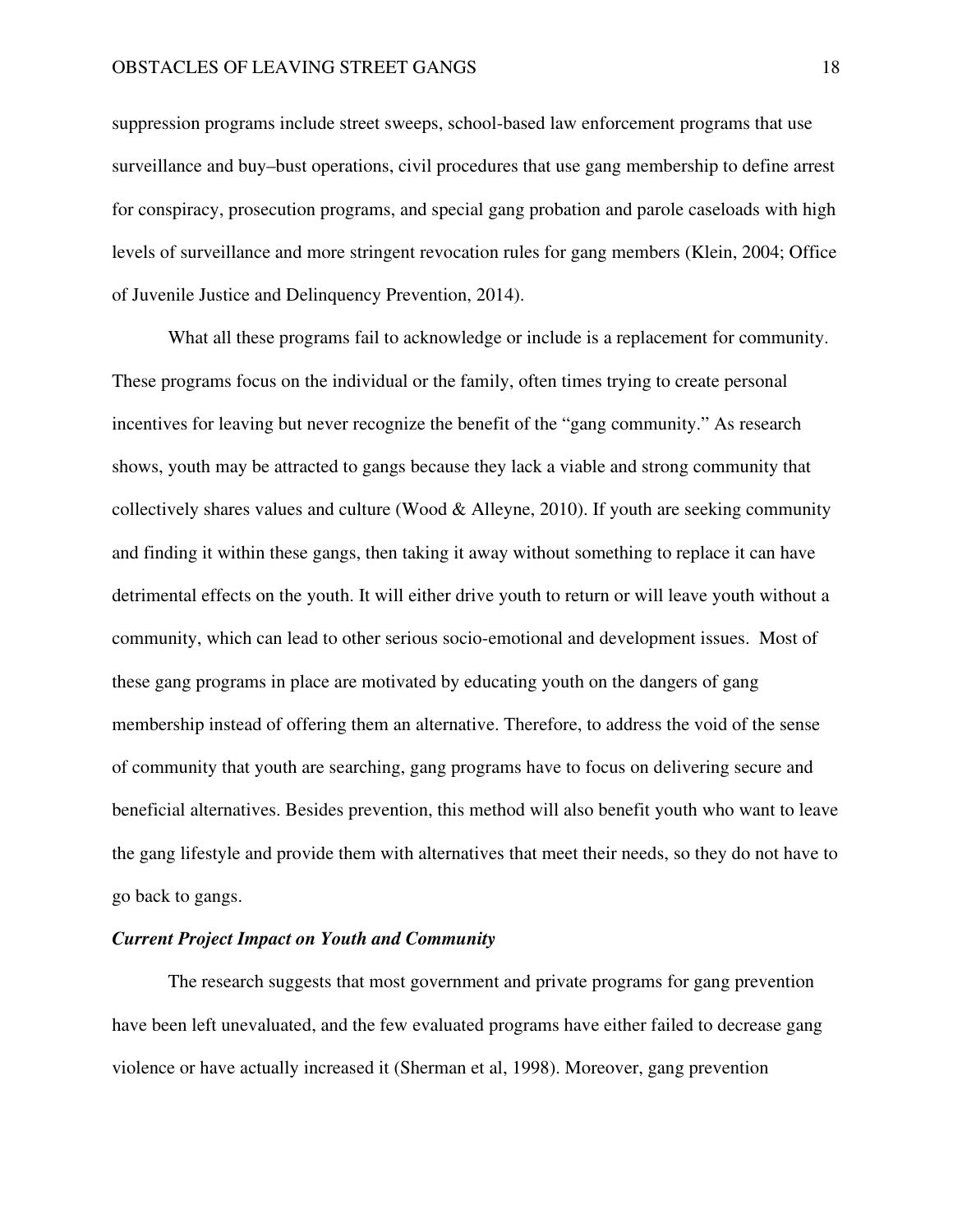suppression programs include street sweeps, school-based law enforcement programs that use surveillance and buy–bust operations, civil procedures that use gang membership to define arrest for conspiracy, prosecution programs, and special gang probation and parole caseloads with high levels of surveillance and more stringent revocation rules for gang members (Klein, 2004; Office of Juvenile Justice and Delinquency Prevention, 2014).

What all these programs fail to acknowledge or include is a replacement for community. These programs focus on the individual or the family, often times trying to create personal incentives for leaving but never recognize the benefit of the "gang community." As research shows, youth may be attracted to gangs because they lack a viable and strong community that collectively shares values and culture (Wood & Alleyne, 2010). If youth are seeking community and finding it within these gangs, then taking it away without something to replace it can have detrimental effects on the youth. It will either drive youth to return or will leave youth without a community, which can lead to other serious socio-emotional and development issues. Most of these gang programs in place are motivated by educating youth on the dangers of gang membership instead of offering them an alternative. Therefore, to address the void of the sense of community that youth are searching, gang programs have to focus on delivering secure and beneficial alternatives. Besides prevention, this method will also benefit youth who want to leave the gang lifestyle and provide them with alternatives that meet their needs, so they do not have to go back to gangs.

### *Current Project Impact on Youth and Community*

The research suggests that most government and private programs for gang prevention have been left unevaluated, and the few evaluated programs have either failed to decrease gang violence or have actually increased it (Sherman et al, 1998). Moreover, gang prevention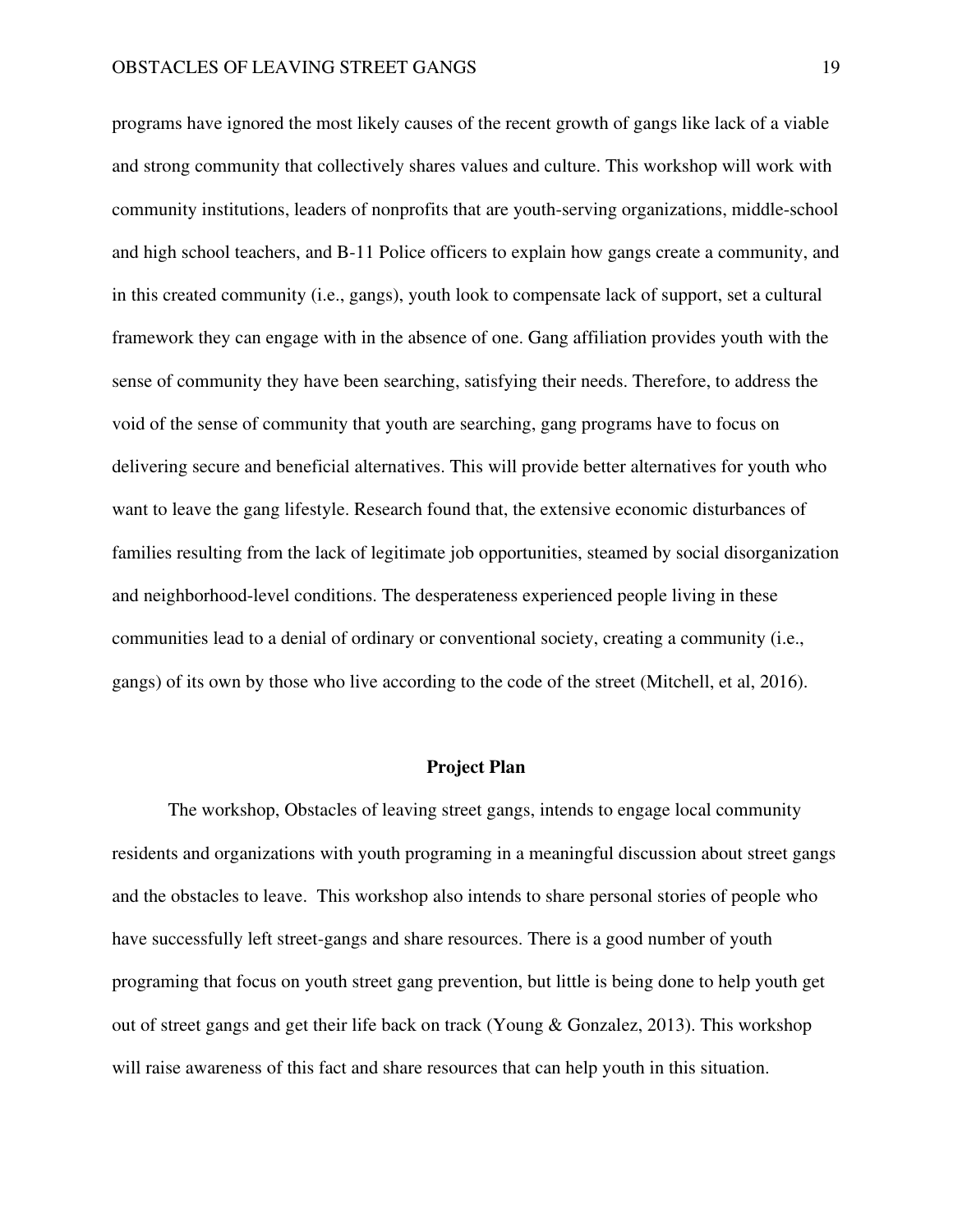programs have ignored the most likely causes of the recent growth of gangs like lack of a viable and strong community that collectively shares values and culture. This workshop will work with community institutions, leaders of nonprofits that are youth-serving organizations, middle-school and high school teachers, and B-11 Police officers to explain how gangs create a community, and in this created community (i.e., gangs), youth look to compensate lack of support, set a cultural framework they can engage with in the absence of one. Gang affiliation provides youth with the sense of community they have been searching, satisfying their needs. Therefore, to address the void of the sense of community that youth are searching, gang programs have to focus on delivering secure and beneficial alternatives. This will provide better alternatives for youth who want to leave the gang lifestyle. Research found that, the extensive economic disturbances of families resulting from the lack of legitimate job opportunities, steamed by social disorganization and neighborhood-level conditions. The desperateness experienced people living in these communities lead to a denial of ordinary or conventional society, creating a community (i.e., gangs) of its own by those who live according to the code of the street (Mitchell, et al, 2016).

## Project Plan

The workshop, Obstacles of leaving street gangs, intends to engage local community residents and organizations with youth programing in a meaningful discussion about street gangs and the obstacles to leave. This workshop also intends to share personal stories of people who have successfully left street-gangs and share resources. There is a good number of youth programing that focus on youth street gang prevention, but little is being done to help youth get out of street gangs and get their life back on track (Young & Gonzalez, 2013). This workshop will raise awareness of this fact and share resources that can help youth in this situation.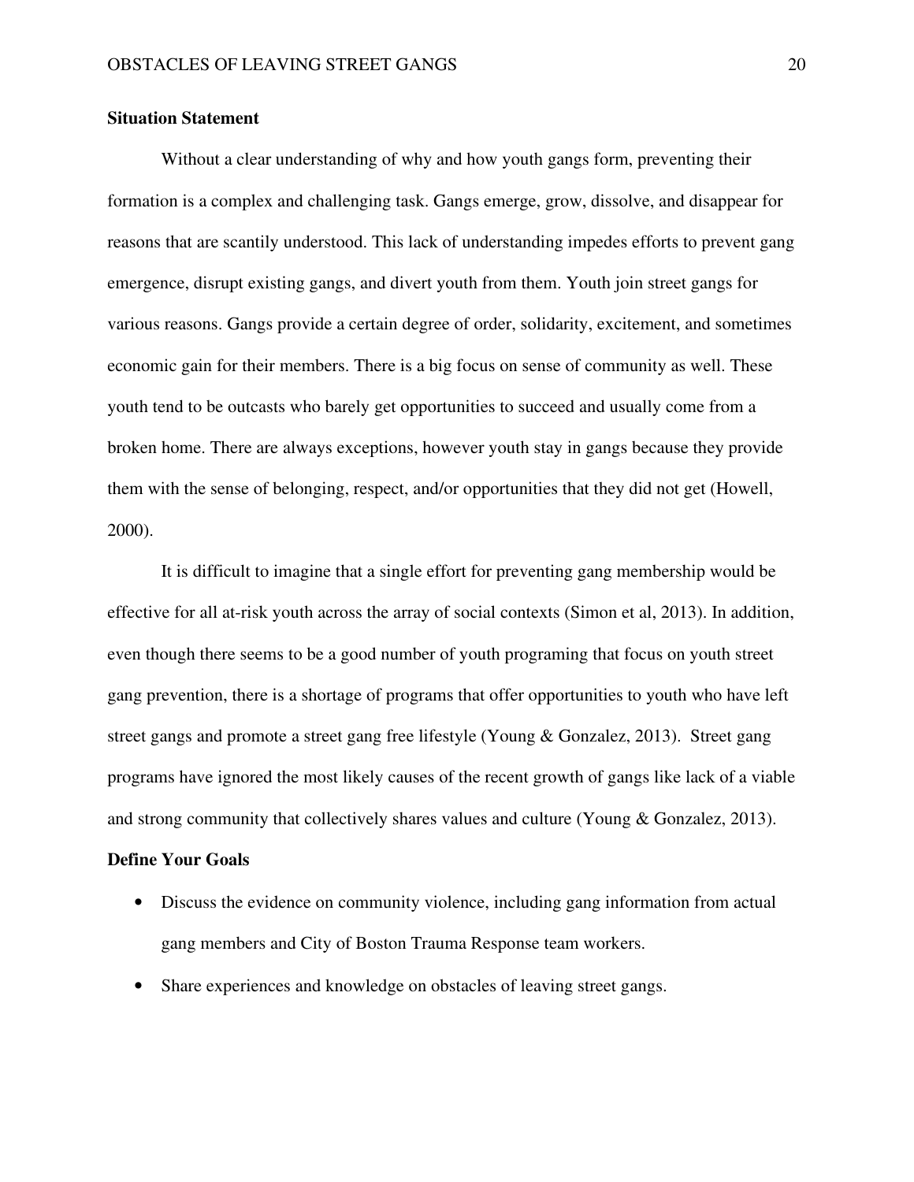**Situation Statement**

Without a clear understanding of why and how youth gangs form, preventing their formation is a complex and challenging task. Gangs emerge, grow, dissolve, and disappear for reasons that are scantily understood. This lack of understanding impedes efforts to prevent gang emergence, disrupt existing gangs, and divert youth from them. Youth join street gangs for various reasons. Gangs provide a certain degree of order, solidarity, excitement, and sometimes economic gain for their members. There is a big focus on sense of community as well. These youth tend to be outcasts who barely get opportunities to succeed and usually come from a broken home. There are always exceptions, however youth stay in gangs because they provide them with the sense of belonging, respect, and/or opportunities that they did not get (Howell, 2000).

It is difficult to imagine that a single effort for preventing gang membership would be effective for all at-risk youth across the array of social contexts (Simon et al, 2013). In addition, even though there seems to be a good number of youth programing that focus on youth street gang prevention, there is a shortage of programs that offer opportunities to youth who have left street gangs and promote a street gang free lifestyle (Young & Gonzalez, 2013). Street gang programs have ignored the most likely causes of the recent growth of gangs like lack of a viable and strong community that collectively shares values and culture (Young & Gonzalez, 2013).

**Define Your Goals**

- Discuss the evidence on community violence, including gang information from actual gang members and City of Boston Trauma Response team workers.
- Share experiences and knowledge on obstacles of leaving street gangs.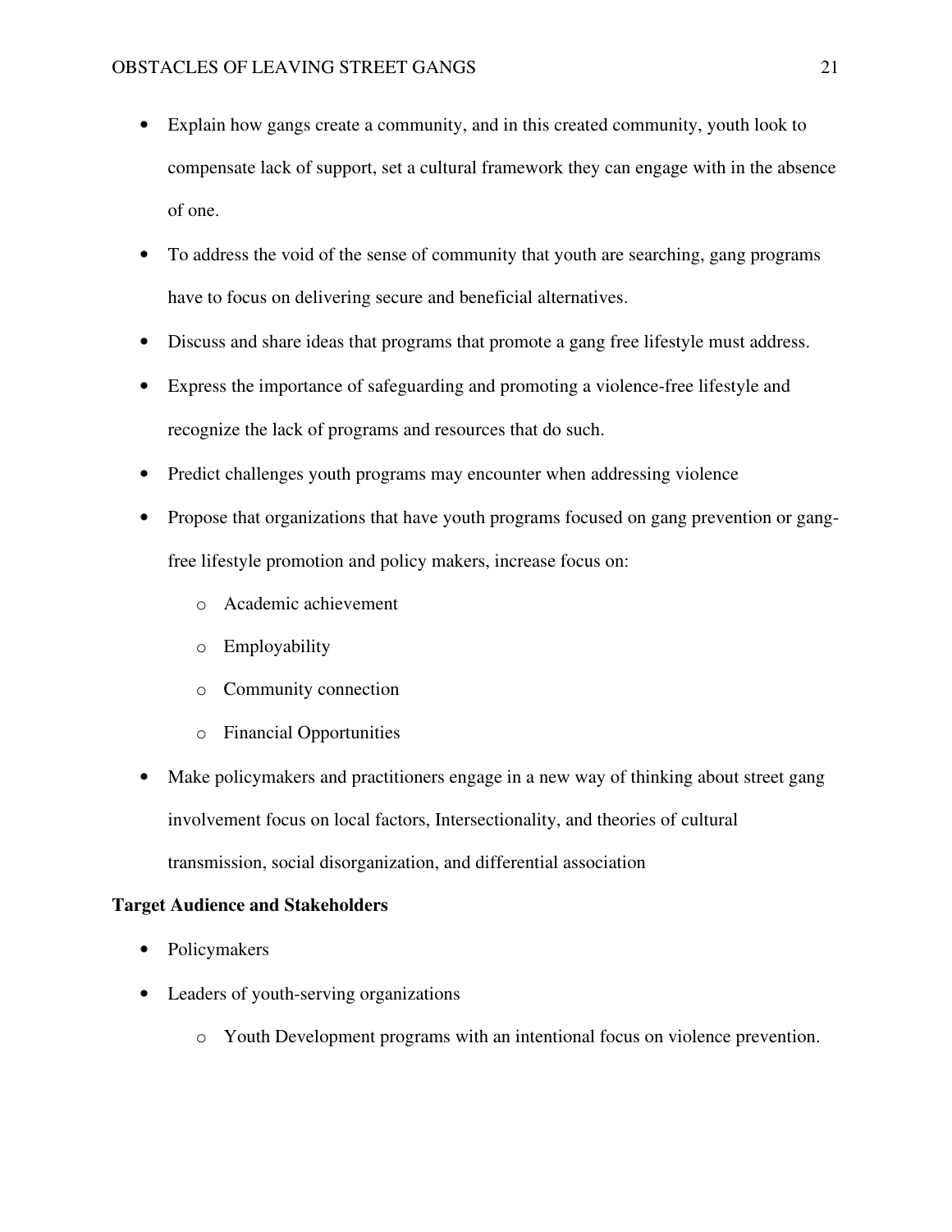- Explain how gangs create a community, and in this created community, youth look to compensate lack of support, set a cultural framework they can engage with in the absence of one.
- To address the void of the sense of community that youth are searching, gang programs have to focus on delivering secure and beneficial alternatives.
- Discuss and share ideas that programs that promote a gang free lifestyle must address.
- Express the importance of safeguarding and promoting a violence-free lifestyle and recognize the lack of programs and resources that do such.
- Predict challenges youth programs may encounter when addressing violence
- Propose that organizations that have youth programs focused on gang prevention or gang-free lifestyle promotion and policy makers, increase focus on:
  - Academic achievement
  - Employability
  - Community connection
  - Financial Opportunities
- Make policymakers and practitioners engage in a new way of thinking about street gang involvement focus on local factors, Intersectionality, and theories of cultural transmission, social disorganization, and differential association

**Target Audience and Stakeholders**

- Policymakers
- Leaders of youth-serving organizations
  - Youth Development programs with an intentional focus on violence prevention.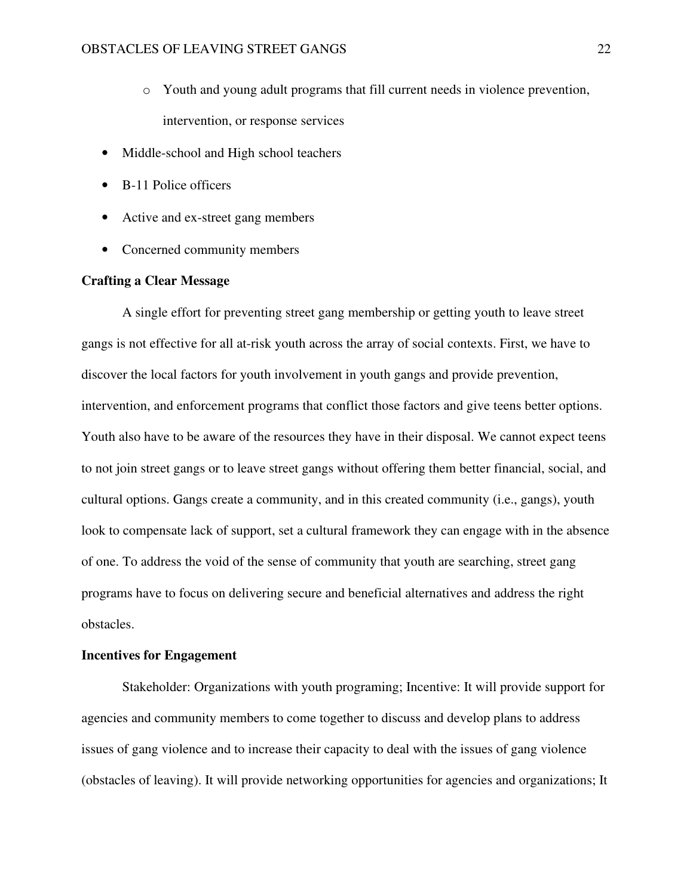- Youth and young adult programs that fill current needs in violence prevention, intervention, or response services
- Middle-school and High school teachers
- B-11 Police officers
- Active and ex-street gang members
- Concerned community members

**Crafting a Clear Message**

A single effort for preventing street gang membership or getting youth to leave street gangs is not effective for all at-risk youth across the array of social contexts. First, we have to discover the local factors for youth involvement in youth gangs and provide prevention, intervention, and enforcement programs that conflict those factors and give teens better options. Youth also have to be aware of the resources they have in their disposal. We cannot expect teens to not join street gangs or to leave street gangs without offering them better financial, social, and cultural options. Gangs create a community, and in this created community (i.e., gangs), youth look to compensate lack of support, set a cultural framework they can engage with in the absence of one. To address the void of the sense of community that youth are searching, street gang programs have to focus on delivering secure and beneficial alternatives and address the right obstacles.

**Incentives for Engagement**

Stakeholder: Organizations with youth programing; Incentive: It will provide support for agencies and community members to come together to discuss and develop plans to address issues of gang violence and to increase their capacity to deal with the issues of gang violence (obstacles of leaving). It will provide networking opportunities for agencies and organizations; It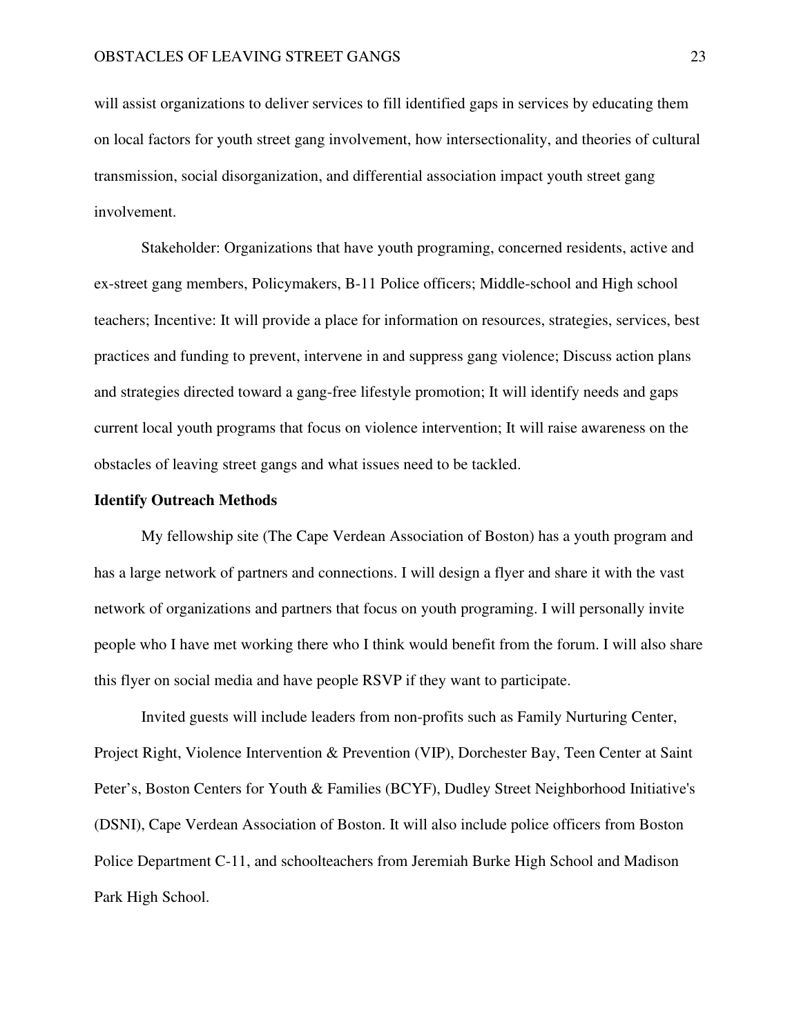will assist organizations to deliver services to fill identified gaps in services by educating them on local factors for youth street gang involvement, how intersectionality, and theories of cultural transmission, social disorganization, and differential association impact youth street gang involvement.

Stakeholder: Organizations that have youth programing, concerned residents, active and ex-street gang members, Policymakers, B-11 Police officers; Middle-school and High school teachers; Incentive: It will provide a place for information on resources, strategies, services, best practices and funding to prevent, intervene in and suppress gang violence; Discuss action plans and strategies directed toward a gang-free lifestyle promotion; It will identify needs and gaps current local youth programs that focus on violence intervention; It will raise awareness on the obstacles of leaving street gangs and what issues need to be tackled.

**Identify Outreach Methods**

My fellowship site (The Cape Verdean Association of Boston) has a youth program and has a large network of partners and connections. I will design a flyer and share it with the vast network of organizations and partners that focus on youth programing. I will personally invite people who I have met working there who I think would benefit from the forum. I will also share this flyer on social media and have people RSVP if they want to participate.

Invited guests will include leaders from non-profits such as Family Nurturing Center, Project Right, Violence Intervention & Prevention (VIP), Dorchester Bay, Teen Center at Saint Peter's, Boston Centers for Youth & Families (BCYF), Dudley Street Neighborhood Initiative's (DSNI), Cape Verdean Association of Boston. It will also include police officers from Boston Police Department C-11, and schoolteachers from Jeremiah Burke High School and Madison Park High School.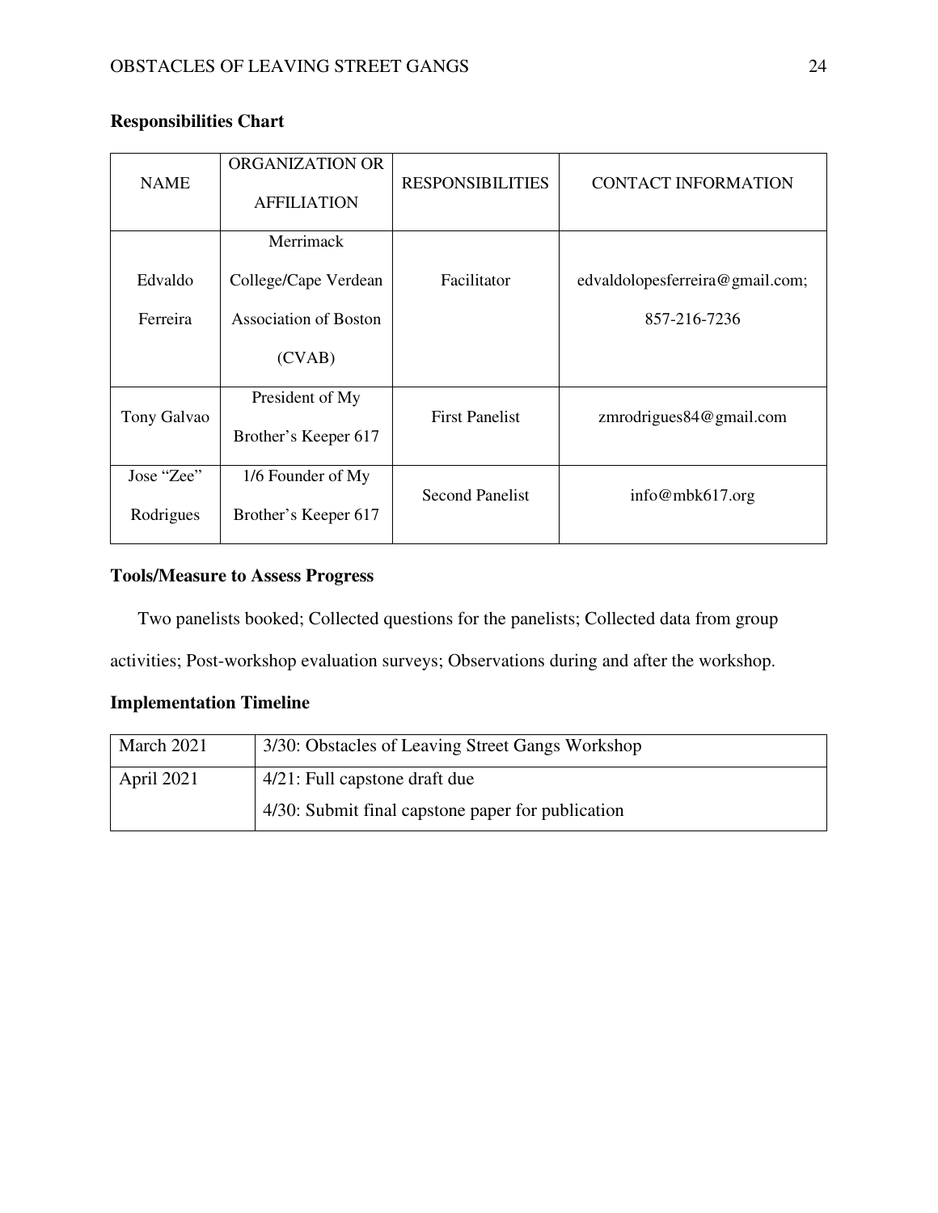**Responsibilities Chart**

| NAME | ORGANIZATION OR AFFILIATION | RESPONSIBILITIES | CONTACT INFORMATION |
|---|---|---|---|
| Edvaldo Ferreira | Merrimack College/Cape Verdean Association of Boston (CVAB) | Facilitator | edvaldolopesferreira@gmail.com; 857-216-7236 |
| Tony Galvao | President of My Brother's Keeper 617 | First Panelist | zmrodrigues84@gmail.com |
| Jose "Zee" Rodrigues | 1/6 Founder of My Brother's Keeper 617 | Second Panelist | info@mbk617.org |

**Tools/Measure to Assess Progress**

Two panelists booked; Collected questions for the panelists; Collected data from group activities; Post-workshop evaluation surveys; Observations during and after the workshop.

**Implementation Timeline**

| | |
|---|---|
| March 2021 | 3/30: Obstacles of Leaving Street Gangs Workshop |
| April 2021 | 4/21: Full capstone draft due<br>4/30: Submit final capstone paper for publication |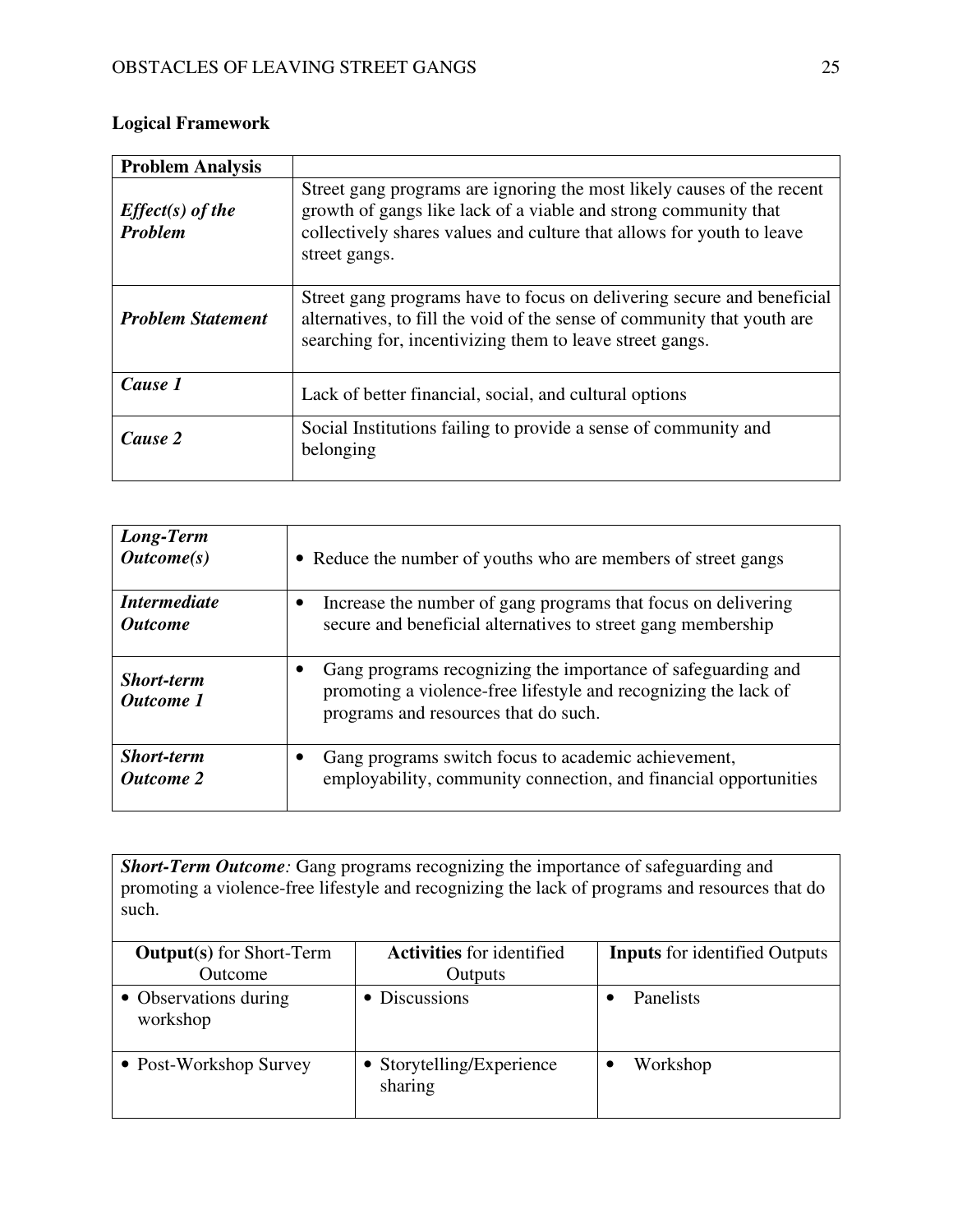**Logical Framework**

| **Problem Analysis** | |
|---|---|
| ***Effect(s) of the Problem*** | Street gang programs are ignoring the most likely causes of the recent growth of gangs like lack of a viable and strong community that collectively shares values and culture that allows for youth to leave street gangs. |
| ***Problem Statement*** | Street gang programs have to focus on delivering secure and beneficial alternatives, to fill the void of the sense of community that youth are searching for, incentivizing them to leave street gangs. |
| ***Cause 1*** | Lack of better financial, social, and cultural options |
| ***Cause 2*** | Social Institutions failing to provide a sense of community and belonging |

| | |
|---|---|
| ***Long-Term Outcome(s)*** | • Reduce the number of youths who are members of street gangs |
| ***Intermediate Outcome*** | • Increase the number of gang programs that focus on delivering secure and beneficial alternatives to street gang membership |
| ***Short-term Outcome 1*** | • Gang programs recognizing the importance of safeguarding and promoting a violence-free lifestyle and recognizing the lack of programs and resources that do such. |
| ***Short-term Outcome 2*** | • Gang programs switch focus to academic achievement, employability, community connection, and financial opportunities |

| ***Short-Term Outcome:*** Gang programs recognizing the importance of safeguarding and promoting a violence-free lifestyle and recognizing the lack of programs and resources that do such. | | |
|---|---|---|
| **Output(s)** for Short-Term Outcome | **Activities** for identified Outputs | **Inputs** for identified Outputs |
| • Observations during workshop | • Discussions | • Panelists |
| • Post-Workshop Survey | • Storytelling/Experience sharing | • Workshop |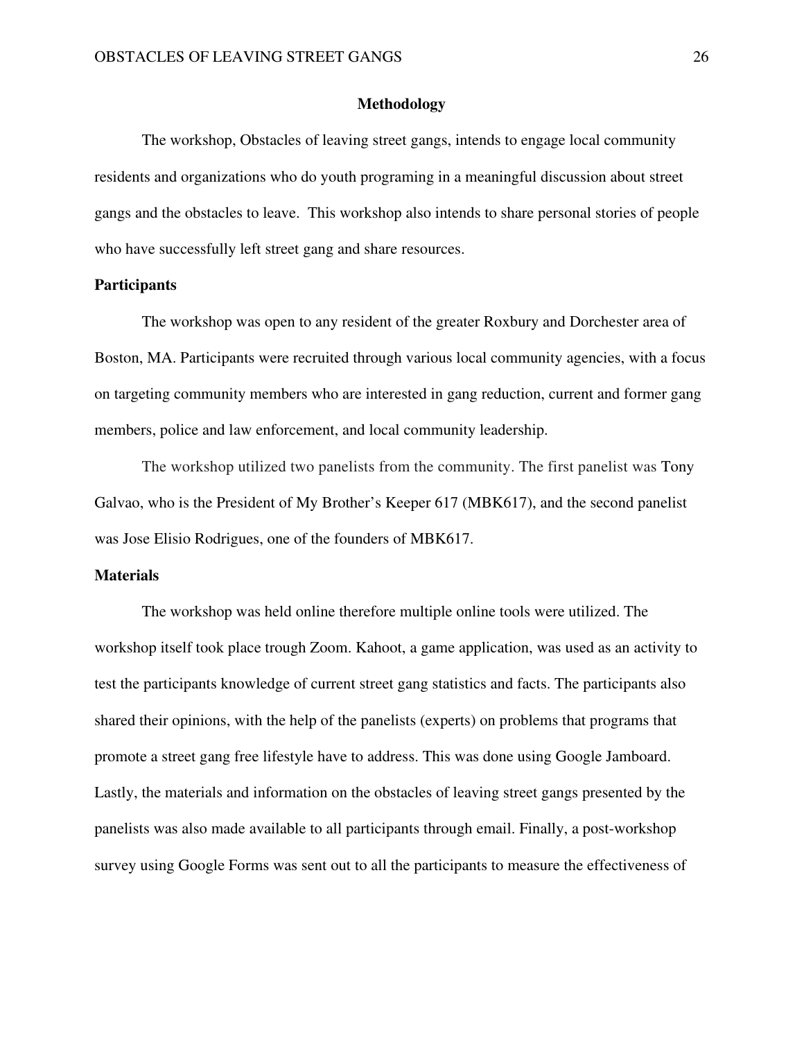# Methodology

The workshop, Obstacles of leaving street gangs, intends to engage local community residents and organizations who do youth programing in a meaningful discussion about street gangs and the obstacles to leave. This workshop also intends to share personal stories of people who have successfully left street gang and share resources.

## Participants

The workshop was open to any resident of the greater Roxbury and Dorchester area of Boston, MA. Participants were recruited through various local community agencies, with a focus on targeting community members who are interested in gang reduction, current and former gang members, police and law enforcement, and local community leadership.

The workshop utilized two panelists from the community. The first panelist was Tony Galvao, who is the President of My Brother's Keeper 617 (MBK617), and the second panelist was Jose Elisio Rodrigues, one of the founders of MBK617.

## Materials

The workshop was held online therefore multiple online tools were utilized. The workshop itself took place trough Zoom. Kahoot, a game application, was used as an activity to test the participants knowledge of current street gang statistics and facts. The participants also shared their opinions, with the help of the panelists (experts) on problems that programs that promote a street gang free lifestyle have to address. This was done using Google Jamboard. Lastly, the materials and information on the obstacles of leaving street gangs presented by the panelists was also made available to all participants through email. Finally, a post-workshop survey using Google Forms was sent out to all the participants to measure the effectiveness of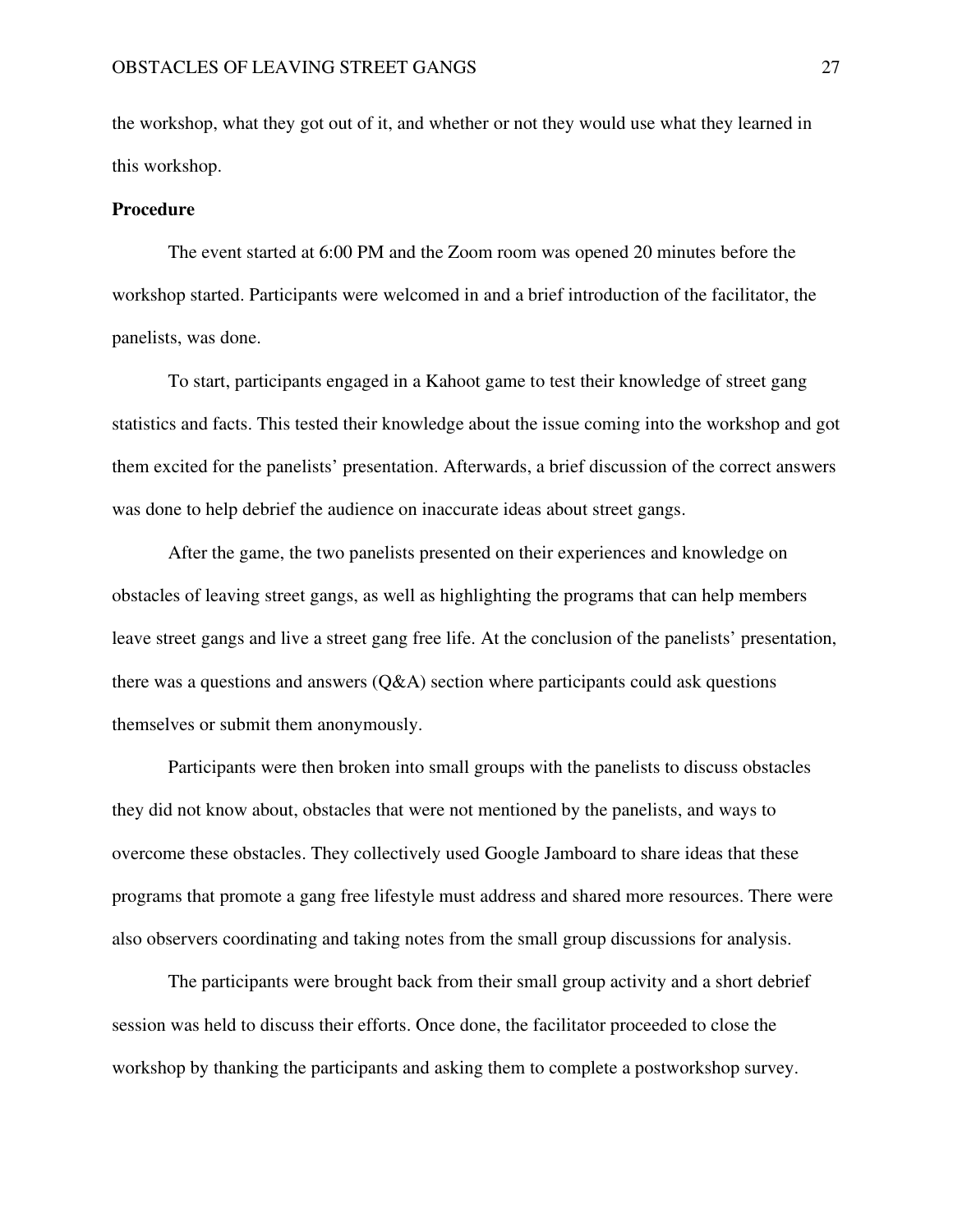the workshop, what they got out of it, and whether or not they would use what they learned in this workshop.

**Procedure**

The event started at 6:00 PM and the Zoom room was opened 20 minutes before the workshop started. Participants were welcomed in and a brief introduction of the facilitator, the panelists, was done.

To start, participants engaged in a Kahoot game to test their knowledge of street gang statistics and facts. This tested their knowledge about the issue coming into the workshop and got them excited for the panelists' presentation. Afterwards, a brief discussion of the correct answers was done to help debrief the audience on inaccurate ideas about street gangs.

After the game, the two panelists presented on their experiences and knowledge on obstacles of leaving street gangs, as well as highlighting the programs that can help members leave street gangs and live a street gang free life. At the conclusion of the panelists' presentation, there was a questions and answers (Q&A) section where participants could ask questions themselves or submit them anonymously.

Participants were then broken into small groups with the panelists to discuss obstacles they did not know about, obstacles that were not mentioned by the panelists, and ways to overcome these obstacles. They collectively used Google Jamboard to share ideas that these programs that promote a gang free lifestyle must address and shared more resources. There were also observers coordinating and taking notes from the small group discussions for analysis.

The participants were brought back from their small group activity and a short debrief session was held to discuss their efforts. Once done, the facilitator proceeded to close the workshop by thanking the participants and asking them to complete a postworkshop survey.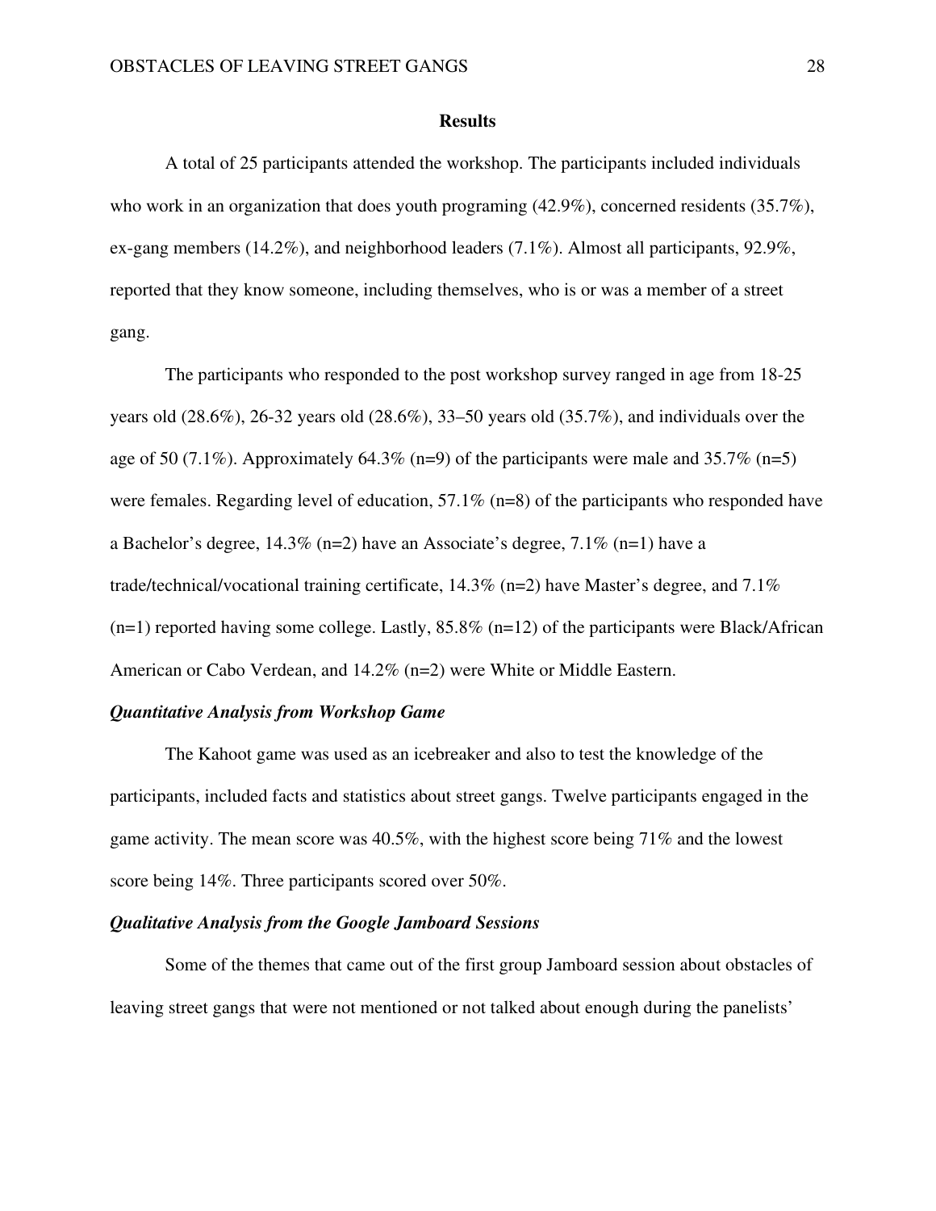## Results

A total of 25 participants attended the workshop. The participants included individuals who work in an organization that does youth programing (42.9%), concerned residents (35.7%), ex-gang members (14.2%), and neighborhood leaders (7.1%). Almost all participants, 92.9%, reported that they know someone, including themselves, who is or was a member of a street gang.

The participants who responded to the post workshop survey ranged in age from 18-25 years old (28.6%), 26-32 years old (28.6%), 33–50 years old (35.7%), and individuals over the age of 50 (7.1%). Approximately 64.3% (n=9) of the participants were male and 35.7% (n=5) were females. Regarding level of education, 57.1% (n=8) of the participants who responded have a Bachelor's degree, 14.3% (n=2) have an Associate's degree, 7.1% (n=1) have a trade/technical/vocational training certificate, 14.3% (n=2) have Master's degree, and 7.1% (n=1) reported having some college. Lastly, 85.8% (n=12) of the participants were Black/African American or Cabo Verdean, and 14.2% (n=2) were White or Middle Eastern.

### *Quantitative Analysis from Workshop Game*

The Kahoot game was used as an icebreaker and also to test the knowledge of the participants, included facts and statistics about street gangs. Twelve participants engaged in the game activity. The mean score was 40.5%, with the highest score being 71% and the lowest score being 14%. Three participants scored over 50%.

### *Qualitative Analysis from the Google Jamboard Sessions*

Some of the themes that came out of the first group Jamboard session about obstacles of leaving street gangs that were not mentioned or not talked about enough during the panelists'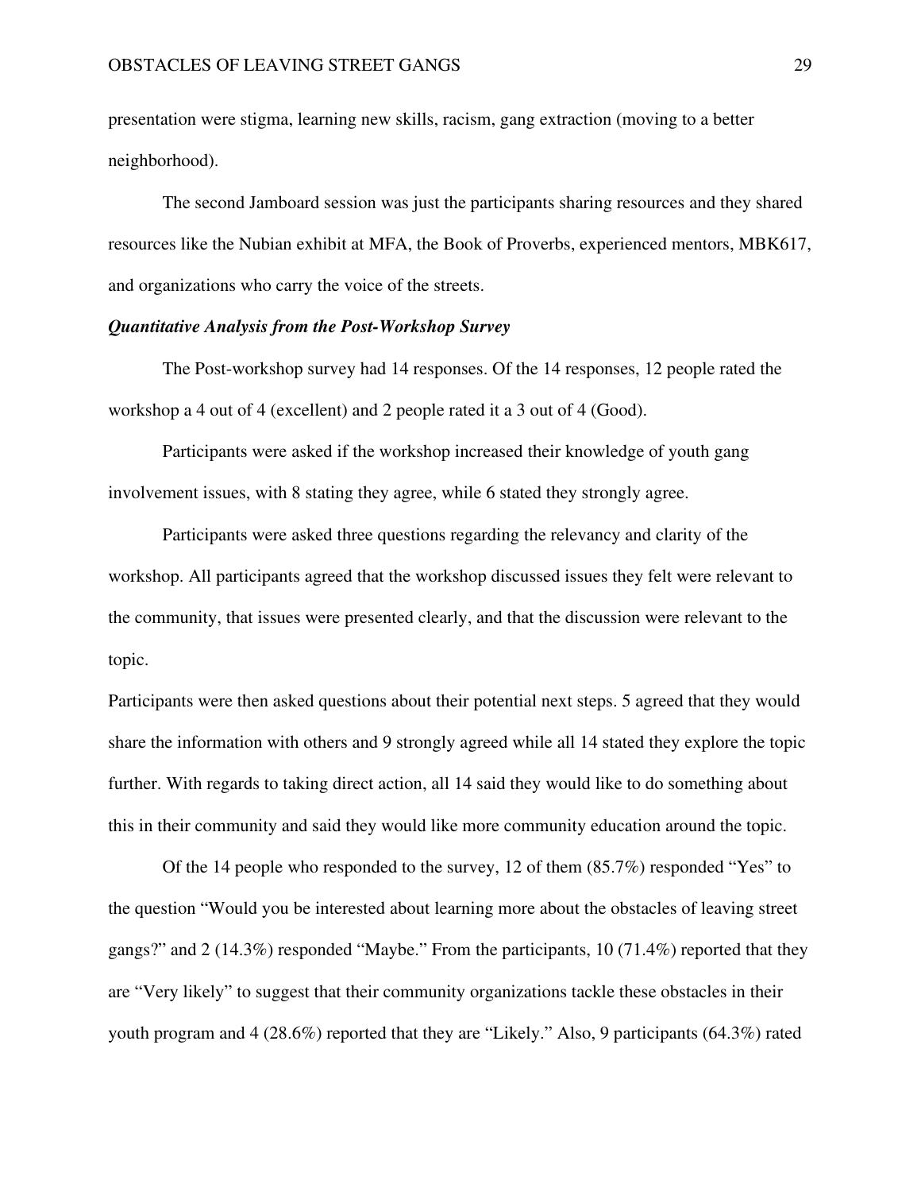presentation were stigma, learning new skills, racism, gang extraction (moving to a better neighborhood).

The second Jamboard session was just the participants sharing resources and they shared resources like the Nubian exhibit at MFA, the Book of Proverbs, experienced mentors, MBK617, and organizations who carry the voice of the streets.

### ***Quantitative Analysis from the Post-Workshop Survey***

The Post-workshop survey had 14 responses. Of the 14 responses, 12 people rated the workshop a 4 out of 4 (excellent) and 2 people rated it a 3 out of 4 (Good).

Participants were asked if the workshop increased their knowledge of youth gang involvement issues, with 8 stating they agree, while 6 stated they strongly agree.

Participants were asked three questions regarding the relevancy and clarity of the workshop. All participants agreed that the workshop discussed issues they felt were relevant to the community, that issues were presented clearly, and that the discussion were relevant to the topic.

Participants were then asked questions about their potential next steps. 5 agreed that they would share the information with others and 9 strongly agreed while all 14 stated they explore the topic further. With regards to taking direct action, all 14 said they would like to do something about this in their community and said they would like more community education around the topic.

Of the 14 people who responded to the survey, 12 of them (85.7%) responded “Yes” to the question “Would you be interested about learning more about the obstacles of leaving street gangs?” and 2 (14.3%) responded “Maybe.” From the participants, 10 (71.4%) reported that they are “Very likely” to suggest that their community organizations tackle these obstacles in their youth program and 4 (28.6%) reported that they are “Likely.” Also, 9 participants (64.3%) rated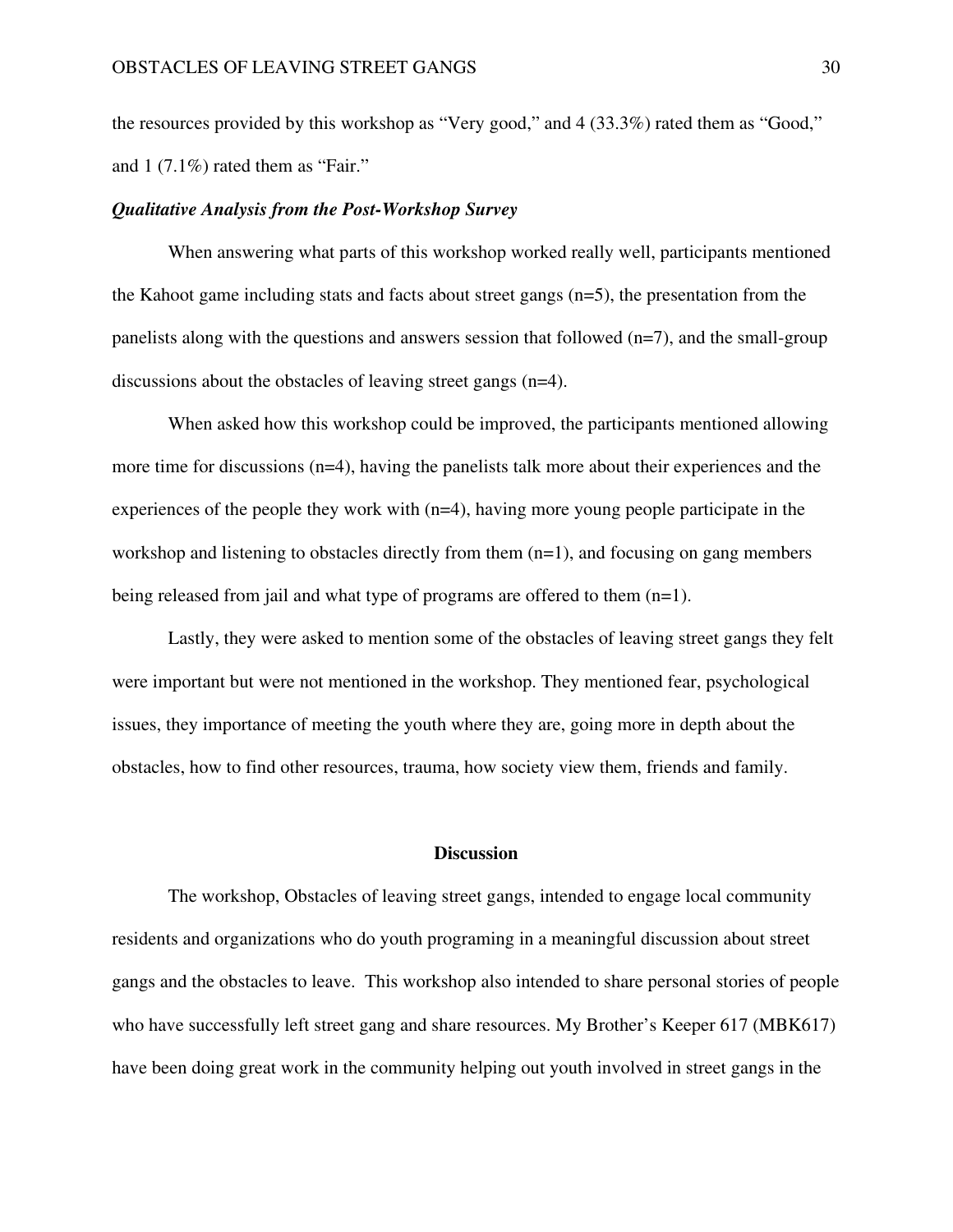the resources provided by this workshop as "Very good," and 4 (33.3%) rated them as "Good," and 1 (7.1%) rated them as "Fair."

### *Qualitative Analysis from the Post-Workshop Survey*

When answering what parts of this workshop worked really well, participants mentioned the Kahoot game including stats and facts about street gangs (n=5), the presentation from the panelists along with the questions and answers session that followed (n=7), and the small-group discussions about the obstacles of leaving street gangs (n=4).

When asked how this workshop could be improved, the participants mentioned allowing more time for discussions (n=4), having the panelists talk more about their experiences and the experiences of the people they work with (n=4), having more young people participate in the workshop and listening to obstacles directly from them (n=1), and focusing on gang members being released from jail and what type of programs are offered to them (n=1).

Lastly, they were asked to mention some of the obstacles of leaving street gangs they felt were important but were not mentioned in the workshop. They mentioned fear, psychological issues, they importance of meeting the youth where they are, going more in depth about the obstacles, how to find other resources, trauma, how society view them, friends and family.

## Discussion

The workshop, Obstacles of leaving street gangs, intended to engage local community residents and organizations who do youth programing in a meaningful discussion about street gangs and the obstacles to leave. This workshop also intended to share personal stories of people who have successfully left street gang and share resources. My Brother's Keeper 617 (MBK617) have been doing great work in the community helping out youth involved in street gangs in the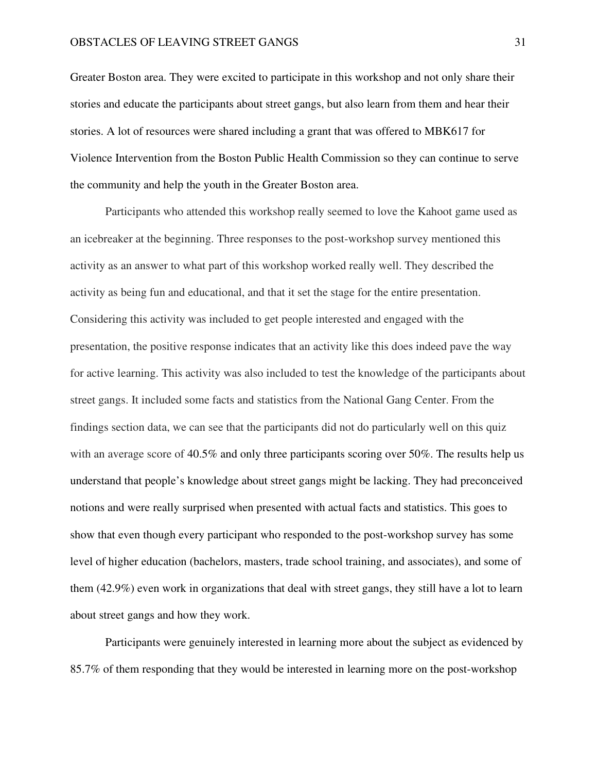Greater Boston area. They were excited to participate in this workshop and not only share their stories and educate the participants about street gangs, but also learn from them and hear their stories. A lot of resources were shared including a grant that was offered to MBK617 for Violence Intervention from the Boston Public Health Commission so they can continue to serve the community and help the youth in the Greater Boston area.

Participants who attended this workshop really seemed to love the Kahoot game used as an icebreaker at the beginning. Three responses to the post-workshop survey mentioned this activity as an answer to what part of this workshop worked really well. They described the activity as being fun and educational, and that it set the stage for the entire presentation. Considering this activity was included to get people interested and engaged with the presentation, the positive response indicates that an activity like this does indeed pave the way for active learning. This activity was also included to test the knowledge of the participants about street gangs. It included some facts and statistics from the National Gang Center. From the findings section data, we can see that the participants did not do particularly well on this quiz with an average score of 40.5% and only three participants scoring over 50%. The results help us understand that people's knowledge about street gangs might be lacking. They had preconceived notions and were really surprised when presented with actual facts and statistics. This goes to show that even though every participant who responded to the post-workshop survey has some level of higher education (bachelors, masters, trade school training, and associates), and some of them (42.9%) even work in organizations that deal with street gangs, they still have a lot to learn about street gangs and how they work.

Participants were genuinely interested in learning more about the subject as evidenced by 85.7% of them responding that they would be interested in learning more on the post-workshop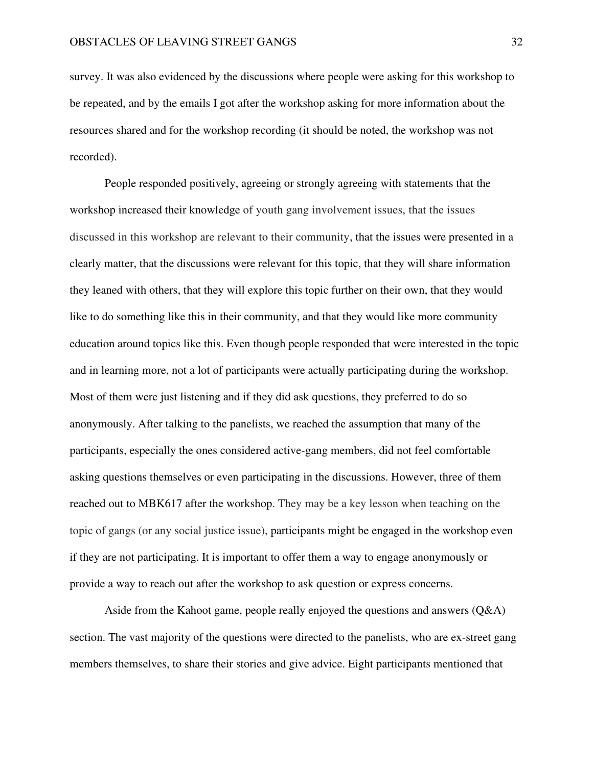survey. It was also evidenced by the discussions where people were asking for this workshop to be repeated, and by the emails I got after the workshop asking for more information about the resources shared and for the workshop recording (it should be noted, the workshop was not recorded).

People responded positively, agreeing or strongly agreeing with statements that the workshop increased their knowledge of youth gang involvement issues, that the issues discussed in this workshop are relevant to their community, that the issues were presented in a clearly matter, that the discussions were relevant for this topic, that they will share information they leaned with others, that they will explore this topic further on their own, that they would like to do something like this in their community, and that they would like more community education around topics like this. Even though people responded that were interested in the topic and in learning more, not a lot of participants were actually participating during the workshop. Most of them were just listening and if they did ask questions, they preferred to do so anonymously. After talking to the panelists, we reached the assumption that many of the participants, especially the ones considered active-gang members, did not feel comfortable asking questions themselves or even participating in the discussions. However, three of them reached out to MBK617 after the workshop. They may be a key lesson when teaching on the topic of gangs (or any social justice issue), participants might be engaged in the workshop even if they are not participating. It is important to offer them a way to engage anonymously or provide a way to reach out after the workshop to ask question or express concerns.

Aside from the Kahoot game, people really enjoyed the questions and answers (Q&A) section. The vast majority of the questions were directed to the panelists, who are ex-street gang members themselves, to share their stories and give advice. Eight participants mentioned that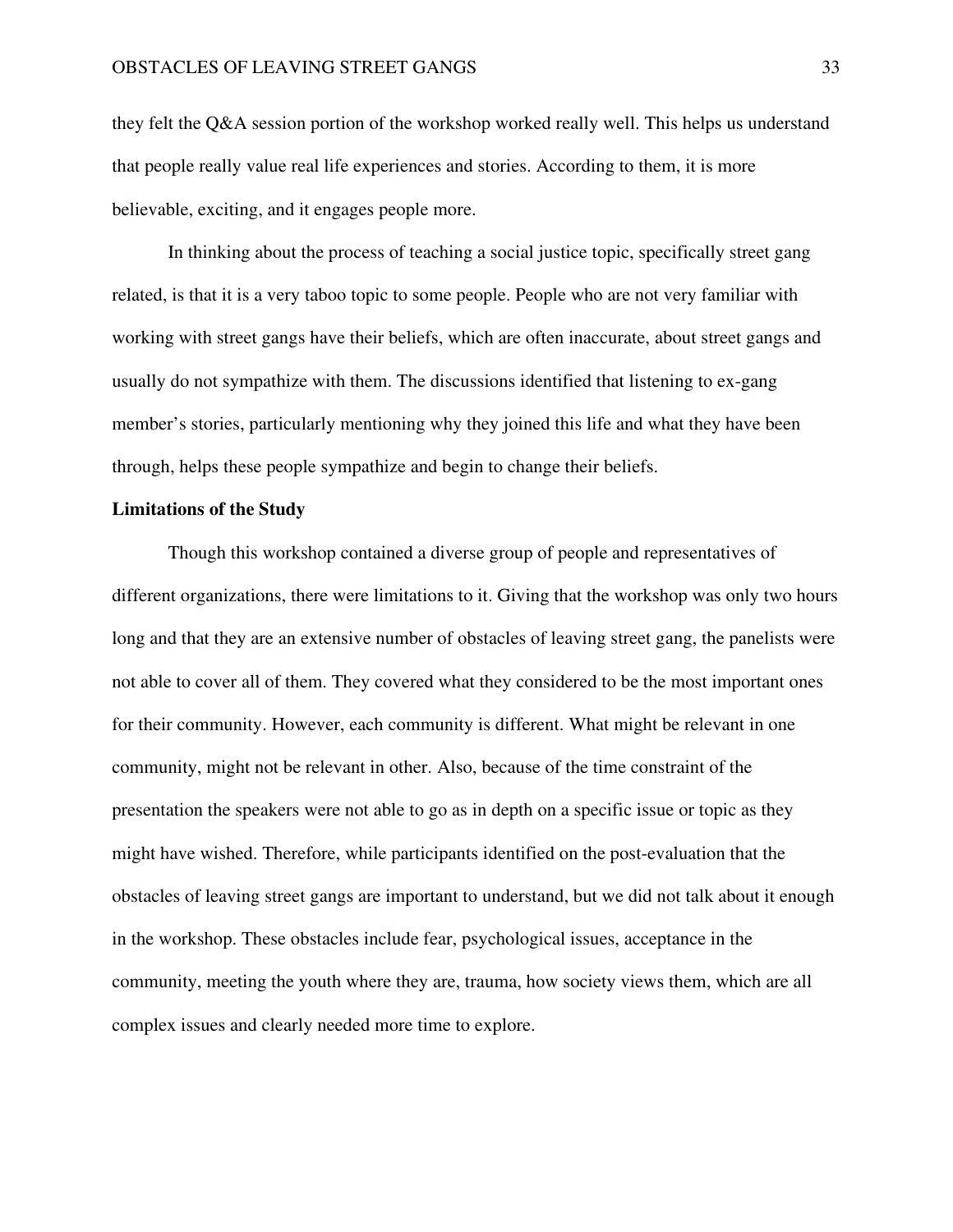they felt the Q&A session portion of the workshop worked really well. This helps us understand that people really value real life experiences and stories. According to them, it is more believable, exciting, and it engages people more.

In thinking about the process of teaching a social justice topic, specifically street gang related, is that it is a very taboo topic to some people. People who are not very familiar with working with street gangs have their beliefs, which are often inaccurate, about street gangs and usually do not sympathize with them. The discussions identified that listening to ex-gang member's stories, particularly mentioning why they joined this life and what they have been through, helps these people sympathize and begin to change their beliefs.

**Limitations of the Study**

Though this workshop contained a diverse group of people and representatives of different organizations, there were limitations to it. Giving that the workshop was only two hours long and that they are an extensive number of obstacles of leaving street gang, the panelists were not able to cover all of them. They covered what they considered to be the most important ones for their community. However, each community is different. What might be relevant in one community, might not be relevant in other. Also, because of the time constraint of the presentation the speakers were not able to go as in depth on a specific issue or topic as they might have wished. Therefore, while participants identified on the post-evaluation that the obstacles of leaving street gangs are important to understand, but we did not talk about it enough in the workshop. These obstacles include fear, psychological issues, acceptance in the community, meeting the youth where they are, trauma, how society views them, which are all complex issues and clearly needed more time to explore.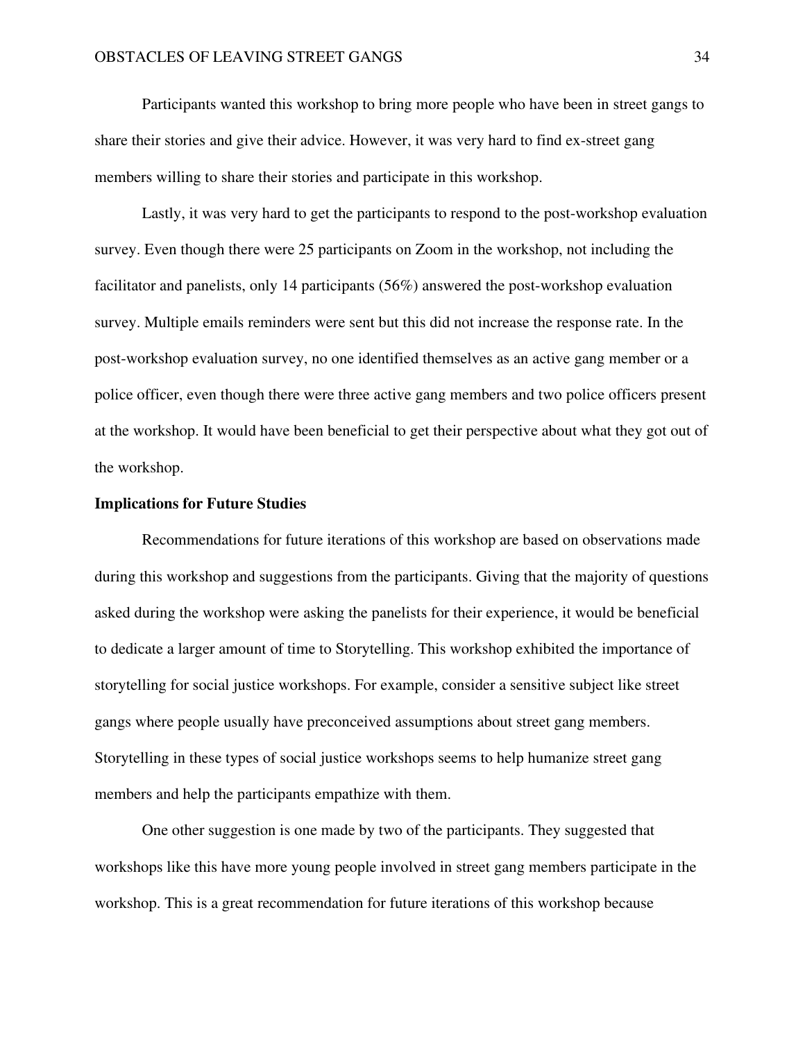Participants wanted this workshop to bring more people who have been in street gangs to share their stories and give their advice. However, it was very hard to find ex-street gang members willing to share their stories and participate in this workshop.

Lastly, it was very hard to get the participants to respond to the post-workshop evaluation survey. Even though there were 25 participants on Zoom in the workshop, not including the facilitator and panelists, only 14 participants (56%) answered the post-workshop evaluation survey. Multiple emails reminders were sent but this did not increase the response rate. In the post-workshop evaluation survey, no one identified themselves as an active gang member or a police officer, even though there were three active gang members and two police officers present at the workshop. It would have been beneficial to get their perspective about what they got out of the workshop.

**Implications for Future Studies**

Recommendations for future iterations of this workshop are based on observations made during this workshop and suggestions from the participants. Giving that the majority of questions asked during the workshop were asking the panelists for their experience, it would be beneficial to dedicate a larger amount of time to Storytelling. This workshop exhibited the importance of storytelling for social justice workshops. For example, consider a sensitive subject like street gangs where people usually have preconceived assumptions about street gang members. Storytelling in these types of social justice workshops seems to help humanize street gang members and help the participants empathize with them.

One other suggestion is one made by two of the participants. They suggested that workshops like this have more young people involved in street gang members participate in the workshop. This is a great recommendation for future iterations of this workshop because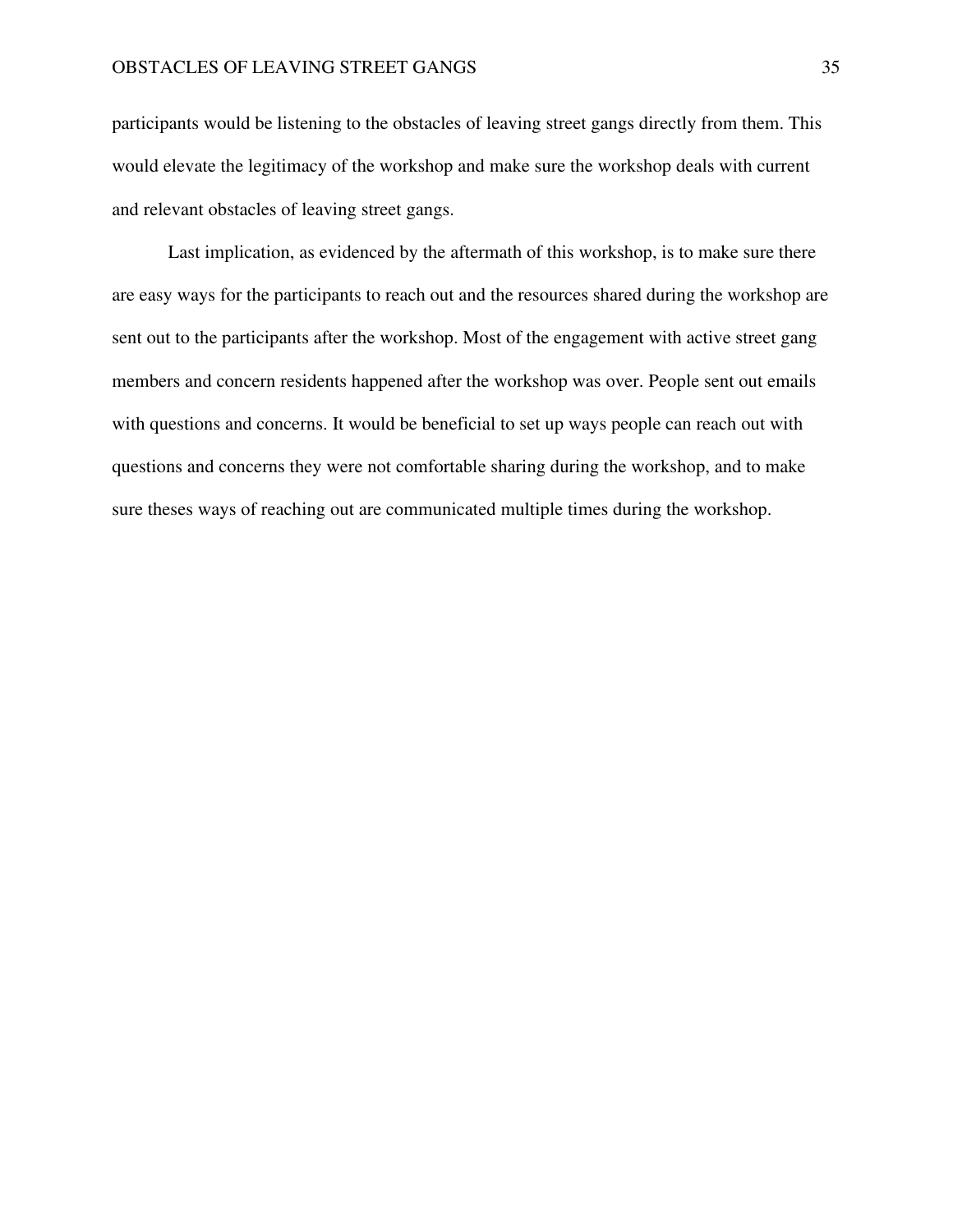participants would be listening to the obstacles of leaving street gangs directly from them. This would elevate the legitimacy of the workshop and make sure the workshop deals with current and relevant obstacles of leaving street gangs.

Last implication, as evidenced by the aftermath of this workshop, is to make sure there are easy ways for the participants to reach out and the resources shared during the workshop are sent out to the participants after the workshop. Most of the engagement with active street gang members and concern residents happened after the workshop was over. People sent out emails with questions and concerns. It would be beneficial to set up ways people can reach out with questions and concerns they were not comfortable sharing during the workshop, and to make sure theses ways of reaching out are communicated multiple times during the workshop.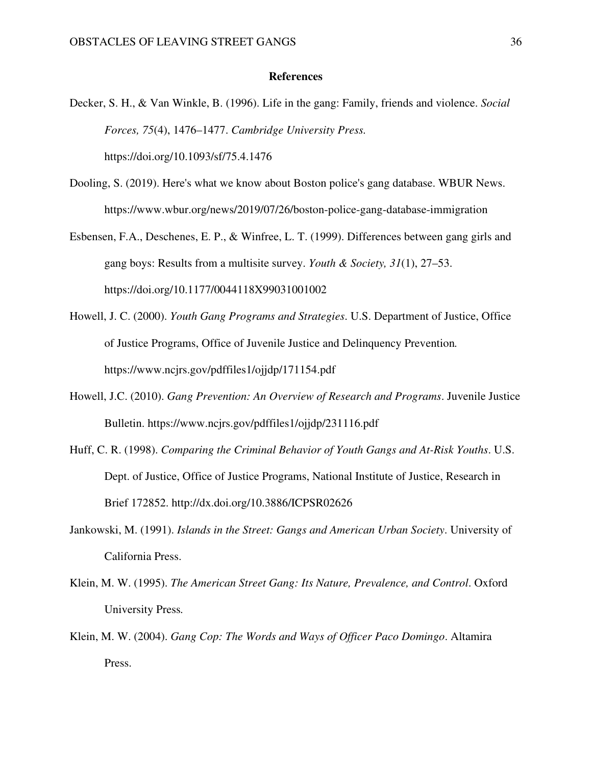# References

Decker, S. H., & Van Winkle, B. (1996). Life in the gang: Family, friends and violence. *Social Forces, 75*(4), 1476–1477. *Cambridge University Press.* https://doi.org/10.1093/sf/75.4.1476

Dooling, S. (2019). Here's what we know about Boston police's gang database. WBUR News. https://www.wbur.org/news/2019/07/26/boston-police-gang-database-immigration

Esbensen, F.A., Deschenes, E. P., & Winfree, L. T. (1999). Differences between gang girls and gang boys: Results from a multisite survey. *Youth & Society, 31*(1), 27–53. https://doi.org/10.1177/0044118X99031001002

Howell, J. C. (2000). *Youth Gang Programs and Strategies*. U.S. Department of Justice, Office of Justice Programs, Office of Juvenile Justice and Delinquency Prevention. https://www.ncjrs.gov/pdffiles1/ojjdp/171154.pdf

Howell, J.C. (2010). *Gang Prevention: An Overview of Research and Programs*. Juvenile Justice Bulletin. https://www.ncjrs.gov/pdffiles1/ojjdp/231116.pdf

Huff, C. R. (1998). *Comparing the Criminal Behavior of Youth Gangs and At-Risk Youths*. U.S. Dept. of Justice, Office of Justice Programs, National Institute of Justice, Research in Brief 172852. http://dx.doi.org/10.3886/ICPSR02626

Jankowski, M. (1991). *Islands in the Street: Gangs and American Urban Society*. University of California Press.

Klein, M. W. (1995). *The American Street Gang: Its Nature, Prevalence, and Control*. Oxford University Press.

Klein, M. W. (2004). *Gang Cop: The Words and Ways of Officer Paco Domingo*. Altamira Press.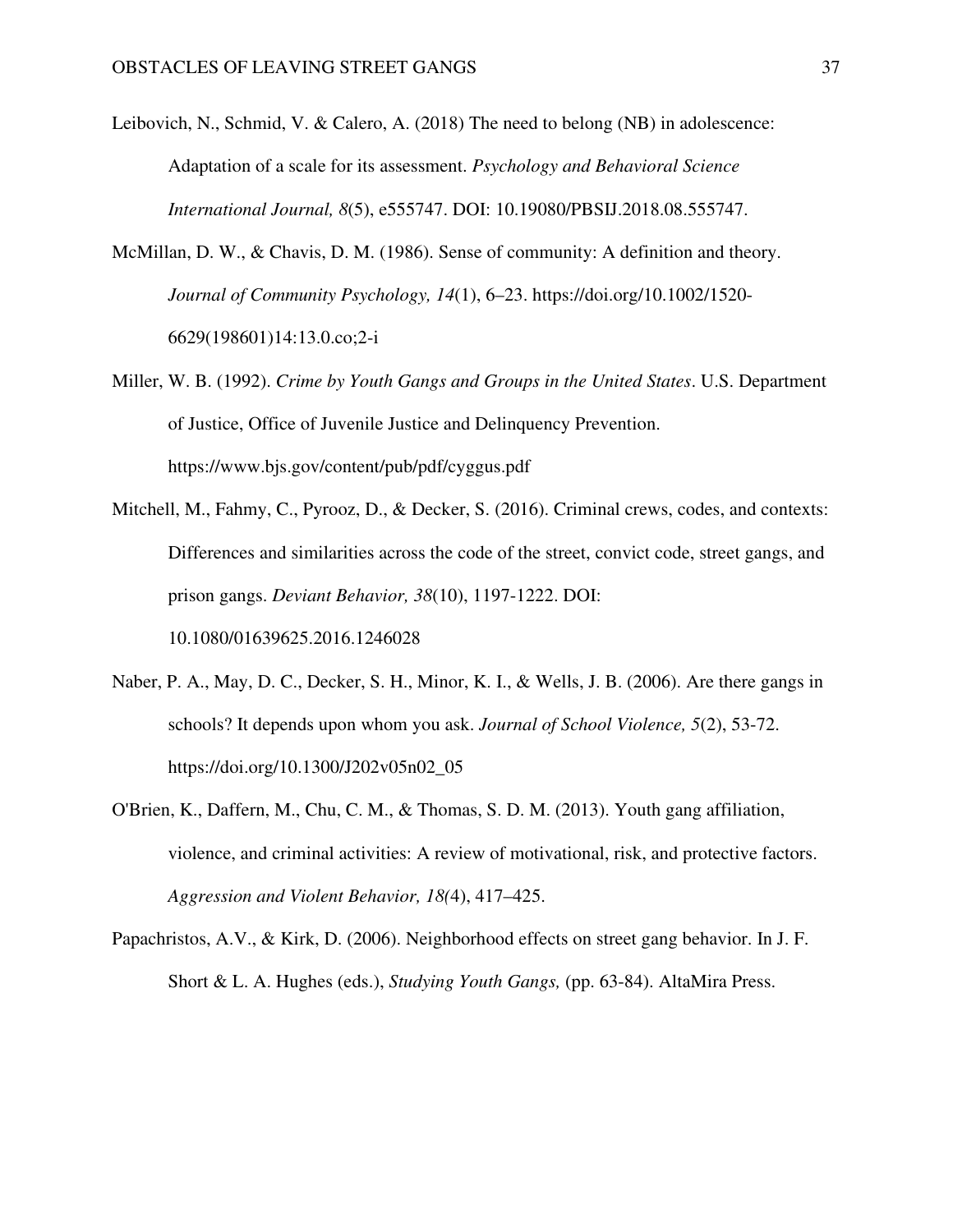Leibovich, N., Schmid, V. & Calero, A. (2018) The need to belong (NB) in adolescence: Adaptation of a scale for its assessment. *Psychology and Behavioral Science International Journal, 8*(5), e555747. DOI: 10.19080/PBSIJ.2018.08.555747.

McMillan, D. W., & Chavis, D. M. (1986). Sense of community: A definition and theory. *Journal of Community Psychology, 14*(1), 6–23. https://doi.org/10.1002/1520-6629(198601)14:13.0.co;2-i

Miller, W. B. (1992). *Crime by Youth Gangs and Groups in the United States*. U.S. Department of Justice, Office of Juvenile Justice and Delinquency Prevention. https://www.bjs.gov/content/pub/pdf/cyggus.pdf

Mitchell, M., Fahmy, C., Pyrooz, D., & Decker, S. (2016). Criminal crews, codes, and contexts: Differences and similarities across the code of the street, convict code, street gangs, and prison gangs. *Deviant Behavior, 38*(10), 1197-1222. DOI: 10.1080/01639625.2016.1246028

Naber, P. A., May, D. C., Decker, S. H., Minor, K. I., & Wells, J. B. (2006). Are there gangs in schools? It depends upon whom you ask. *Journal of School Violence, 5*(2), 53-72. https://doi.org/10.1300/J202v05n02_05

O'Brien, K., Daffern, M., Chu, C. M., & Thomas, S. D. M. (2013). Youth gang affiliation, violence, and criminal activities: A review of motivational, risk, and protective factors. *Aggression and Violent Behavior, 18(*4), 417–425.

Papachristos, A.V., & Kirk, D. (2006). Neighborhood effects on street gang behavior. In J. F. Short & L. A. Hughes (eds.), *Studying Youth Gangs,* (pp. 63-84). AltaMira Press.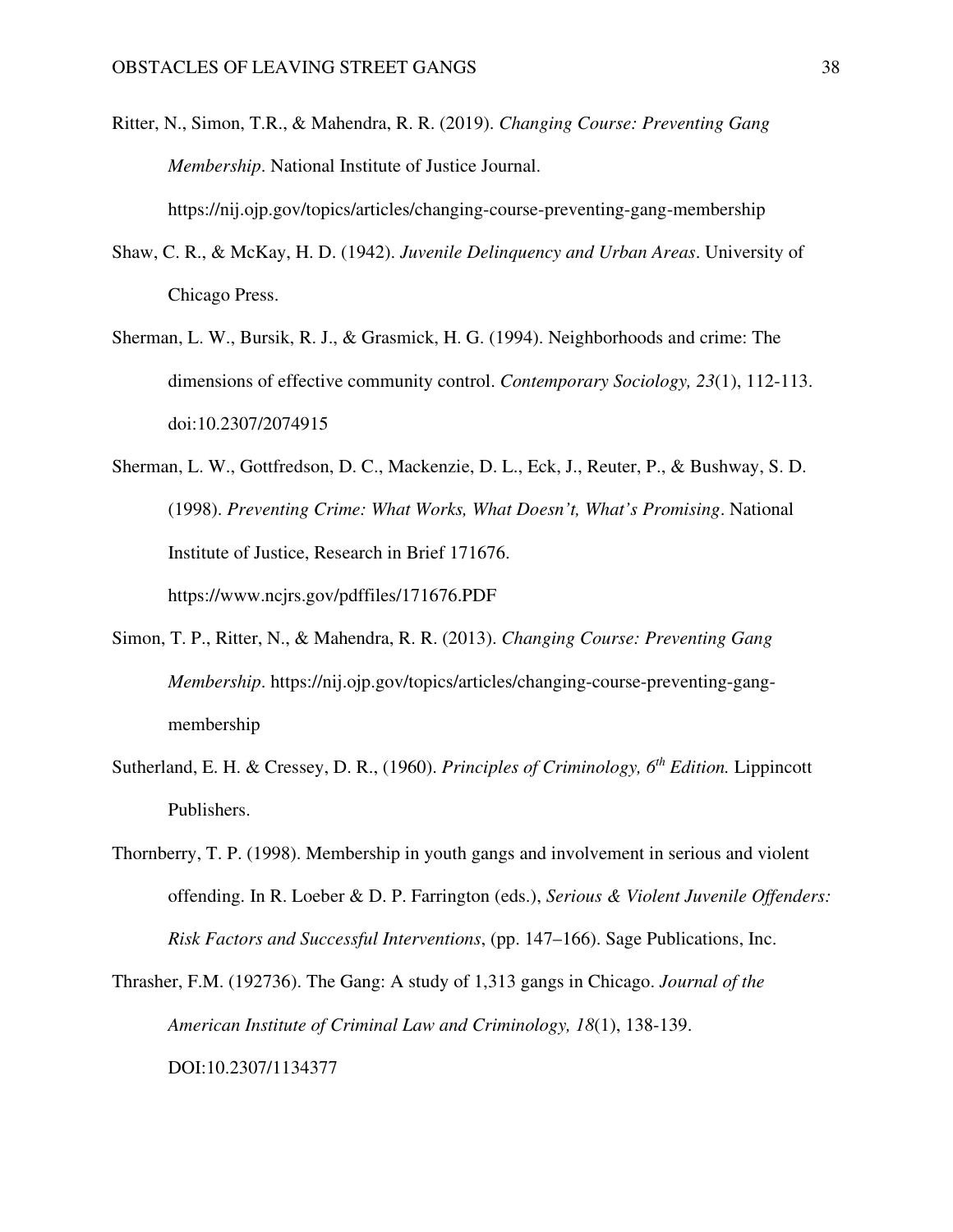Ritter, N., Simon, T.R., & Mahendra, R. R. (2019). *Changing Course: Preventing Gang Membership*. National Institute of Justice Journal. https://nij.ojp.gov/topics/articles/changing-course-preventing-gang-membership

Shaw, C. R., & McKay, H. D. (1942). *Juvenile Delinquency and Urban Areas*. University of Chicago Press.

Sherman, L. W., Bursik, R. J., & Grasmick, H. G. (1994). Neighborhoods and crime: The dimensions of effective community control. *Contemporary Sociology, 23*(1), 112-113. doi:10.2307/2074915

Sherman, L. W., Gottfredson, D. C., Mackenzie, D. L., Eck, J., Reuter, P., & Bushway, S. D. (1998). *Preventing Crime: What Works, What Doesn't, What's Promising*. National Institute of Justice, Research in Brief 171676. https://www.ncjrs.gov/pdffiles/171676.PDF

Simon, T. P., Ritter, N., & Mahendra, R. R. (2013). *Changing Course: Preventing Gang Membership*. https://nij.ojp.gov/topics/articles/changing-course-preventing-gang-membership

Sutherland, E. H. & Cressey, D. R., (1960). *Principles of Criminology, 6th Edition.* Lippincott Publishers.

Thornberry, T. P. (1998). Membership in youth gangs and involvement in serious and violent offending. In R. Loeber & D. P. Farrington (eds.), *Serious & Violent Juvenile Offenders: Risk Factors and Successful Interventions*, (pp. 147–166). Sage Publications, Inc.

Thrasher, F.M. (192736). The Gang: A study of 1,313 gangs in Chicago. *Journal of the American Institute of Criminal Law and Criminology, 18*(1), 138-139. DOI:10.2307/1134377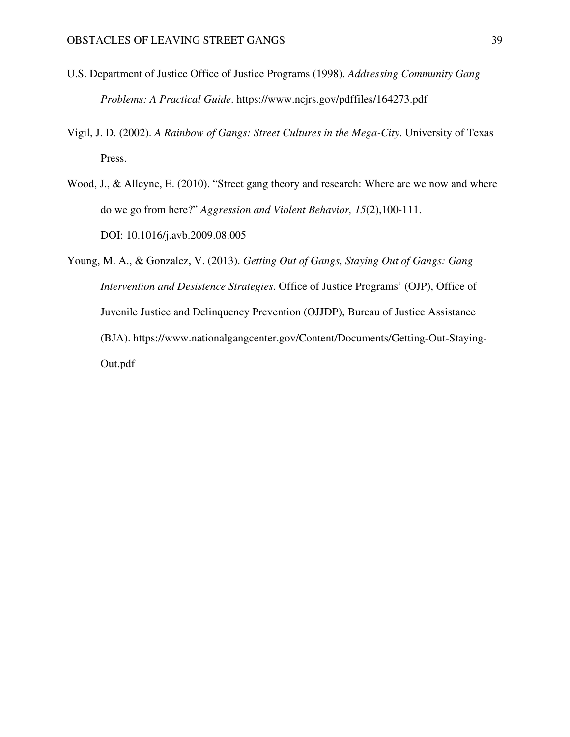U.S. Department of Justice Office of Justice Programs (1998). *Addressing Community Gang Problems: A Practical Guide*. https://www.ncjrs.gov/pdffiles/164273.pdf

Vigil, J. D. (2002). *A Rainbow of Gangs: Street Cultures in the Mega-City*. University of Texas Press.

Wood, J., & Alleyne, E. (2010). "Street gang theory and research: Where are we now and where do we go from here?" *Aggression and Violent Behavior, 15*(2),100-111. DOI: 10.1016/j.avb.2009.08.005

Young, M. A., & Gonzalez, V. (2013). *Getting Out of Gangs, Staying Out of Gangs: Gang Intervention and Desistence Strategies*. Office of Justice Programs' (OJP), Office of Juvenile Justice and Delinquency Prevention (OJJDP), Bureau of Justice Assistance (BJA). https://www.nationalgangcenter.gov/Content/Documents/Getting-Out-Staying-Out.pdf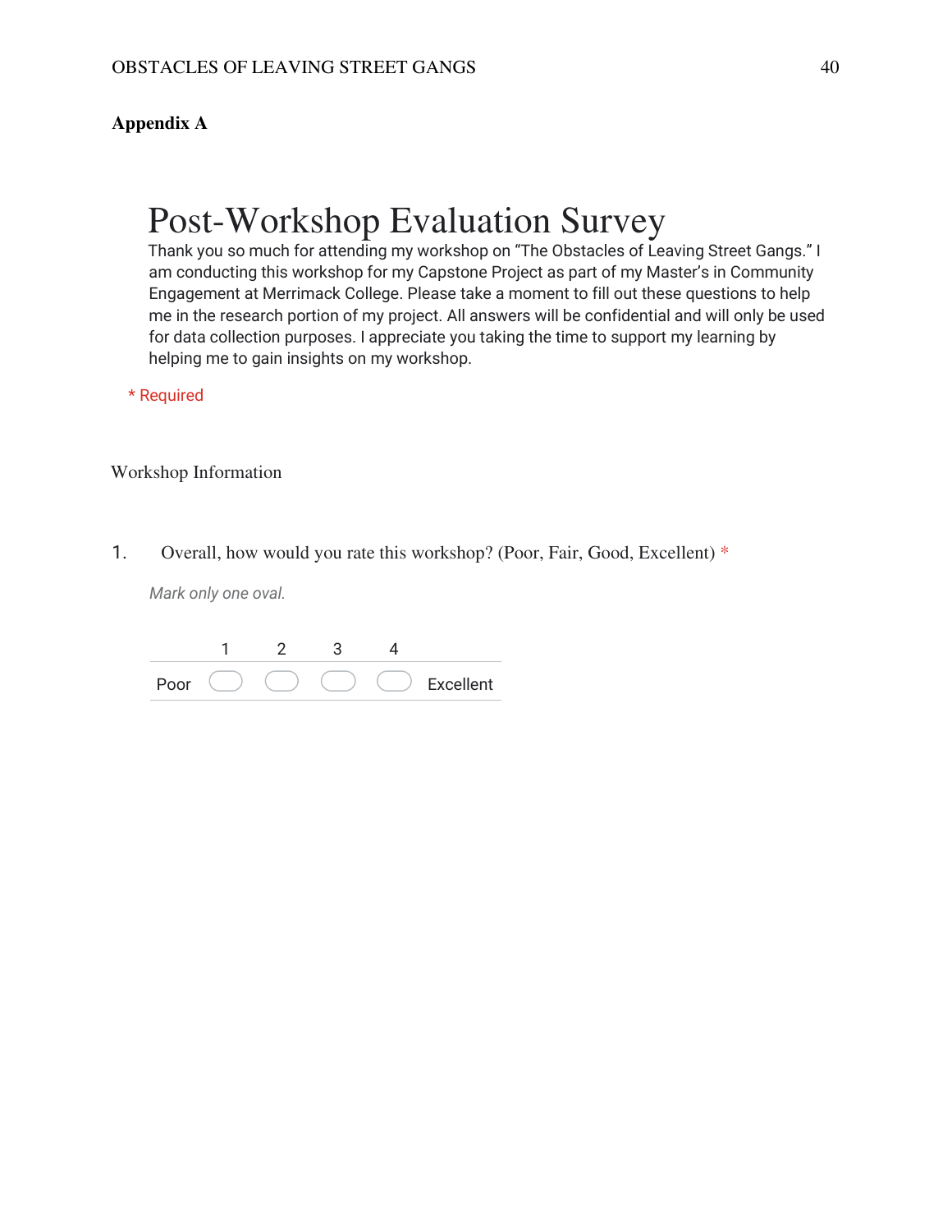**Appendix A**

# Post-Workshop Evaluation Survey

Thank you so much for attending my workshop on "The Obstacles of Leaving Street Gangs." I am conducting this workshop for my Capstone Project as part of my Master's in Community Engagement at Merrimack College. Please take a moment to fill out these questions to help me in the research portion of my project. All answers will be confidential and will only be used for data collection purposes. I appreciate you taking the time to support my learning by helping me to gain insights on my workshop.

* Required

## Workshop Information

1. Overall, how would you rate this workshop? (Poor, Fair, Good, Excellent) *

*Mark only one oval.*

| | 1 | 2 | 3 | 4 | |
|---|---|---|---|---|---|
| Poor | ⬭ | ⬭ | ⬭ | ⬭ | Excellent |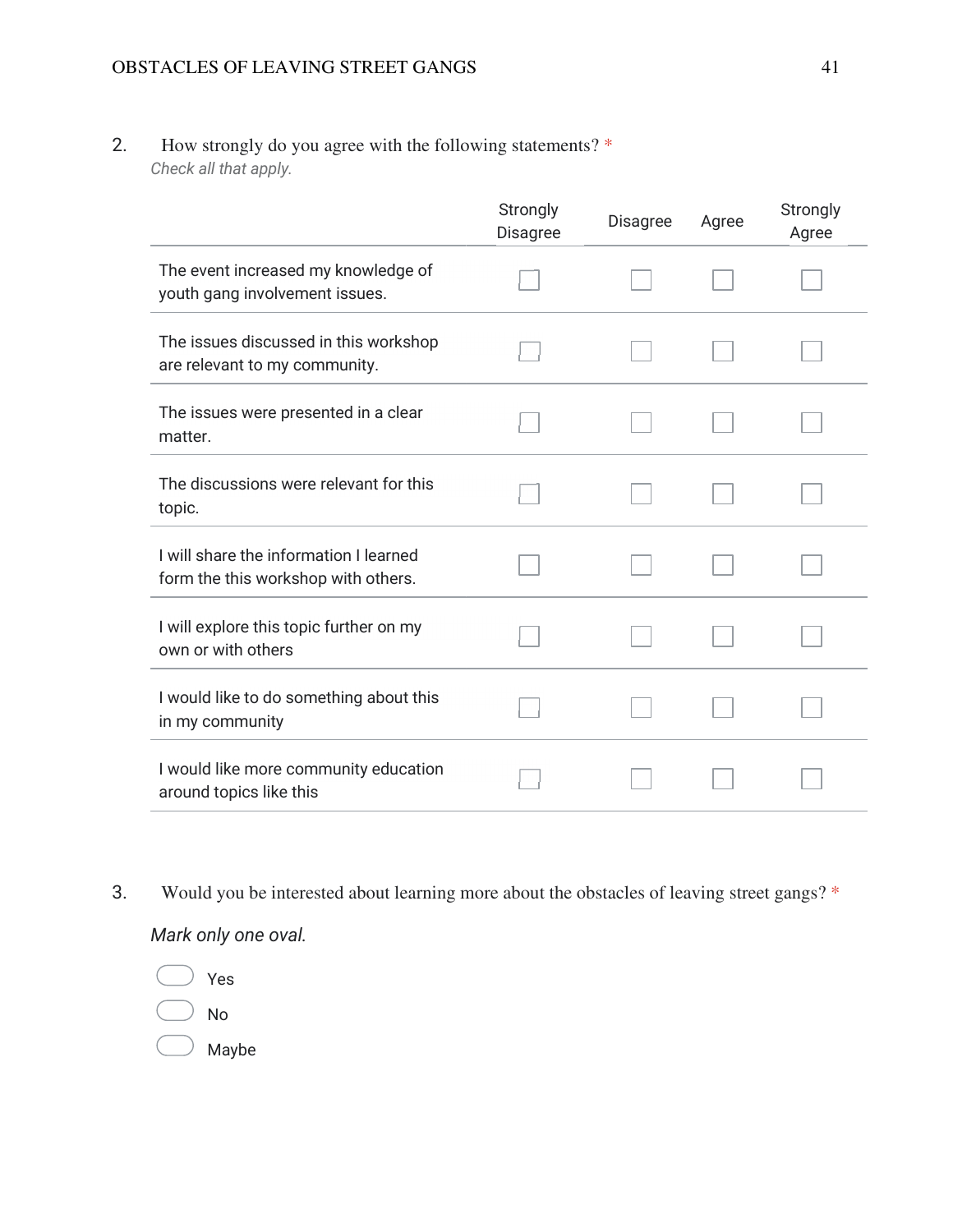2. How strongly do you agree with the following statements? *

*Check all that apply.*

| | Strongly Disagree | Disagree | Agree | Strongly Agree |
|---|---|---|---|---|
| The event increased my knowledge of youth gang involvement issues. | ☐ | ☐ | ☐ | ☐ |
| The issues discussed in this workshop are relevant to my community. | ☐ | ☐ | ☐ | ☐ |
| The issues were presented in a clear matter. | ☐ | ☐ | ☐ | ☐ |
| The discussions were relevant for this topic. | ☐ | ☐ | ☐ | ☐ |
| I will share the information I learned form the this workshop with others. | ☐ | ☐ | ☐ | ☐ |
| I will explore this topic further on my own or with others | ☐ | ☐ | ☐ | ☐ |
| I would like to do something about this in my community | ☐ | ☐ | ☐ | ☐ |
| I would like more community education around topics like this | ☐ | ☐ | ☐ | ☐ |

3. Would you be interested about learning more about the obstacles of leaving street gangs? *

*Mark only one oval.*

◯ Yes

◯ No

◯ Maybe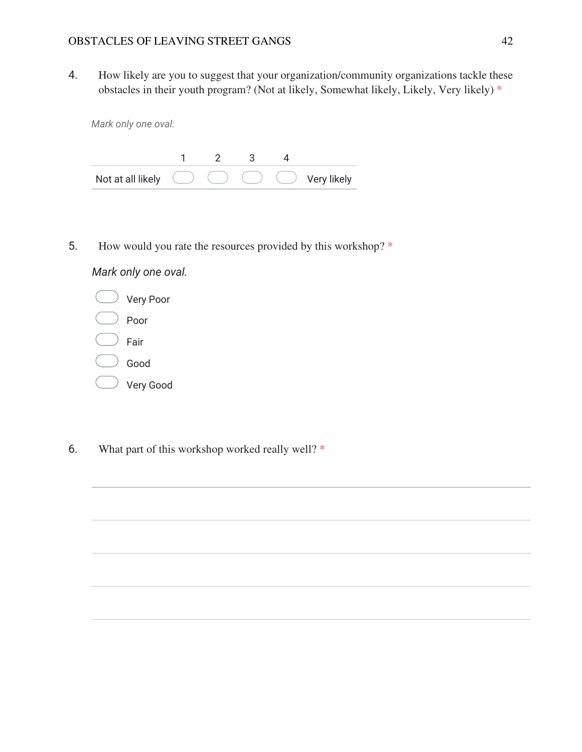4. How likely are you to suggest that your organization/community organizations tackle these obstacles in their youth program? (Not at likely, Somewhat likely, Likely, Very likely) *

*Mark only one oval.*

| | 1 | 2 | 3 | 4 | |
|---|---|---|---|---|---|
| Not at all likely | ◯ | ◯ | ◯ | ◯ | Very likely |

5. How would you rate the resources provided by this workshop? *

*Mark only one oval.*

- ◯ Very Poor
- ◯ Poor
- ◯ Fair
- ◯ Good
- ◯ Very Good

6. What part of this workshop worked really well? *

_______________________________________________

_______________________________________________

_______________________________________________

_______________________________________________

_______________________________________________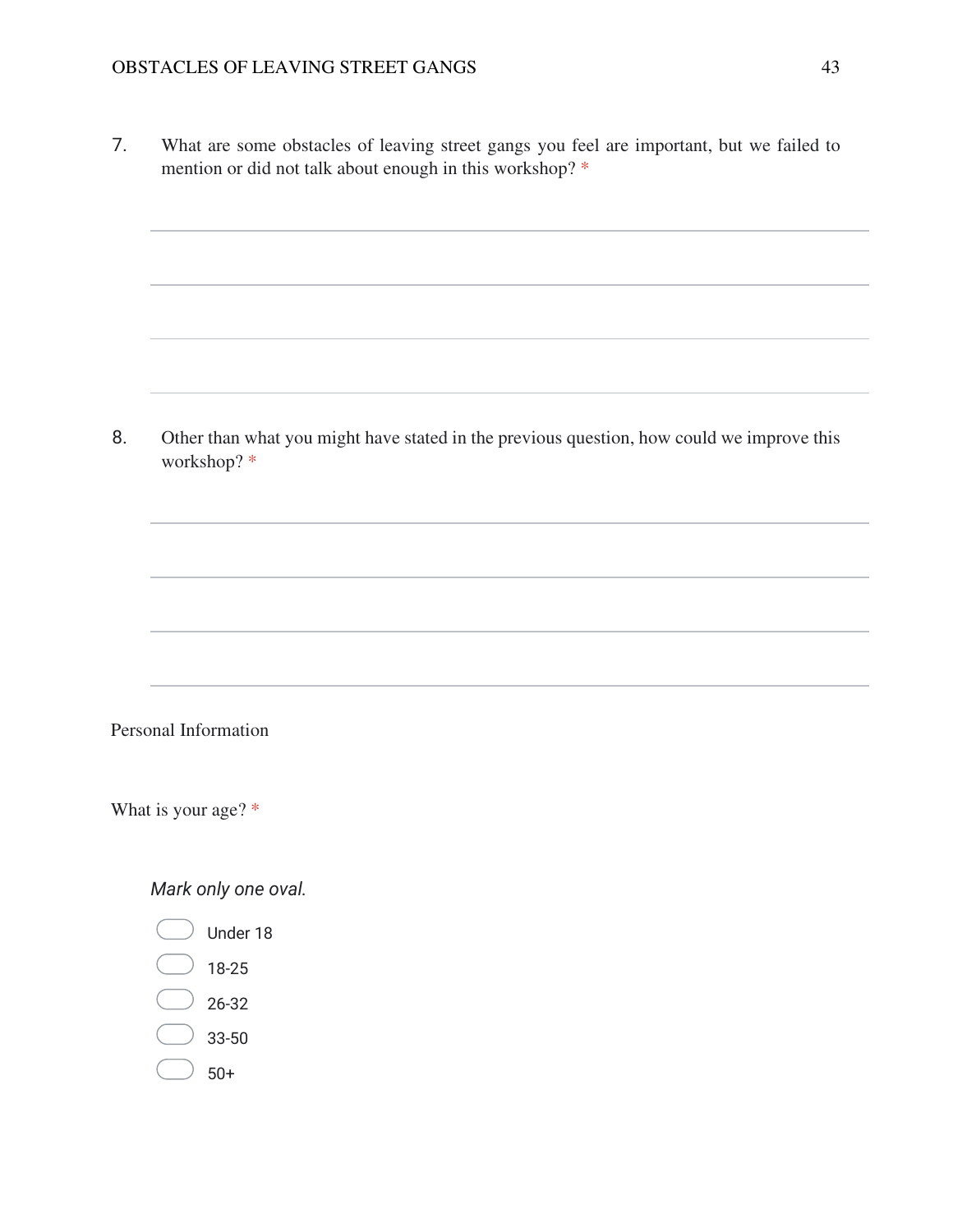7. What are some obstacles of leaving street gangs you feel are important, but we failed to mention or did not talk about enough in this workshop? *

8. Other than what you might have stated in the previous question, how could we improve this workshop? *

Personal Information

What is your age? *

*Mark only one oval.*

- Under 18
- 18-25
- 26-32
- 33-50
- 50+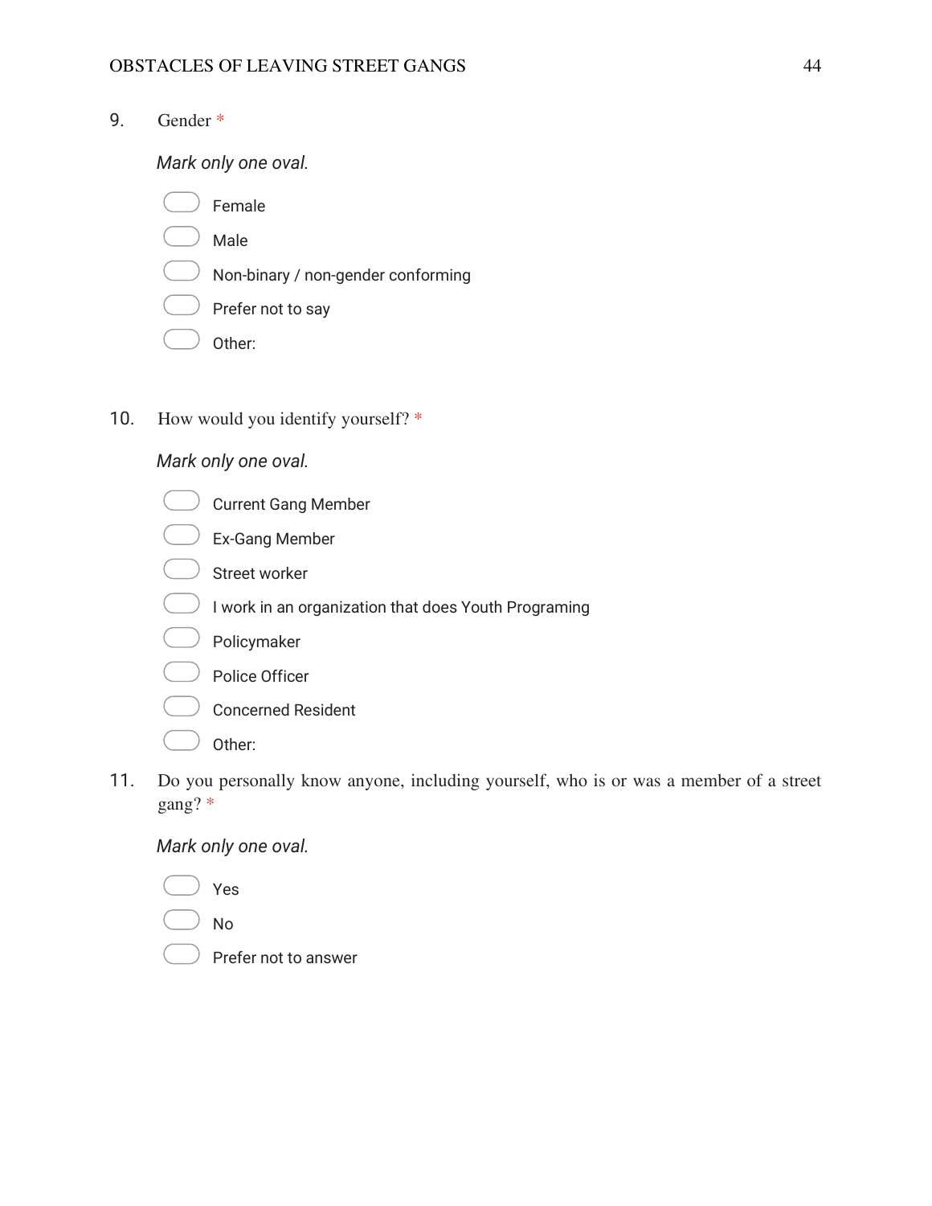9. Gender *

*Mark only one oval.*

- Female
- Male
- Non-binary / non-gender conforming
- Prefer not to say
- Other:

10. How would you identify yourself? *

*Mark only one oval.*

- Current Gang Member
- Ex-Gang Member
- Street worker
- I work in an organization that does Youth Programing
- Policymaker
- Police Officer
- Concerned Resident
- Other:

11. Do you personally know anyone, including yourself, who is or was a member of a street gang? *

*Mark only one oval.*

- Yes
- No
- Prefer not to answer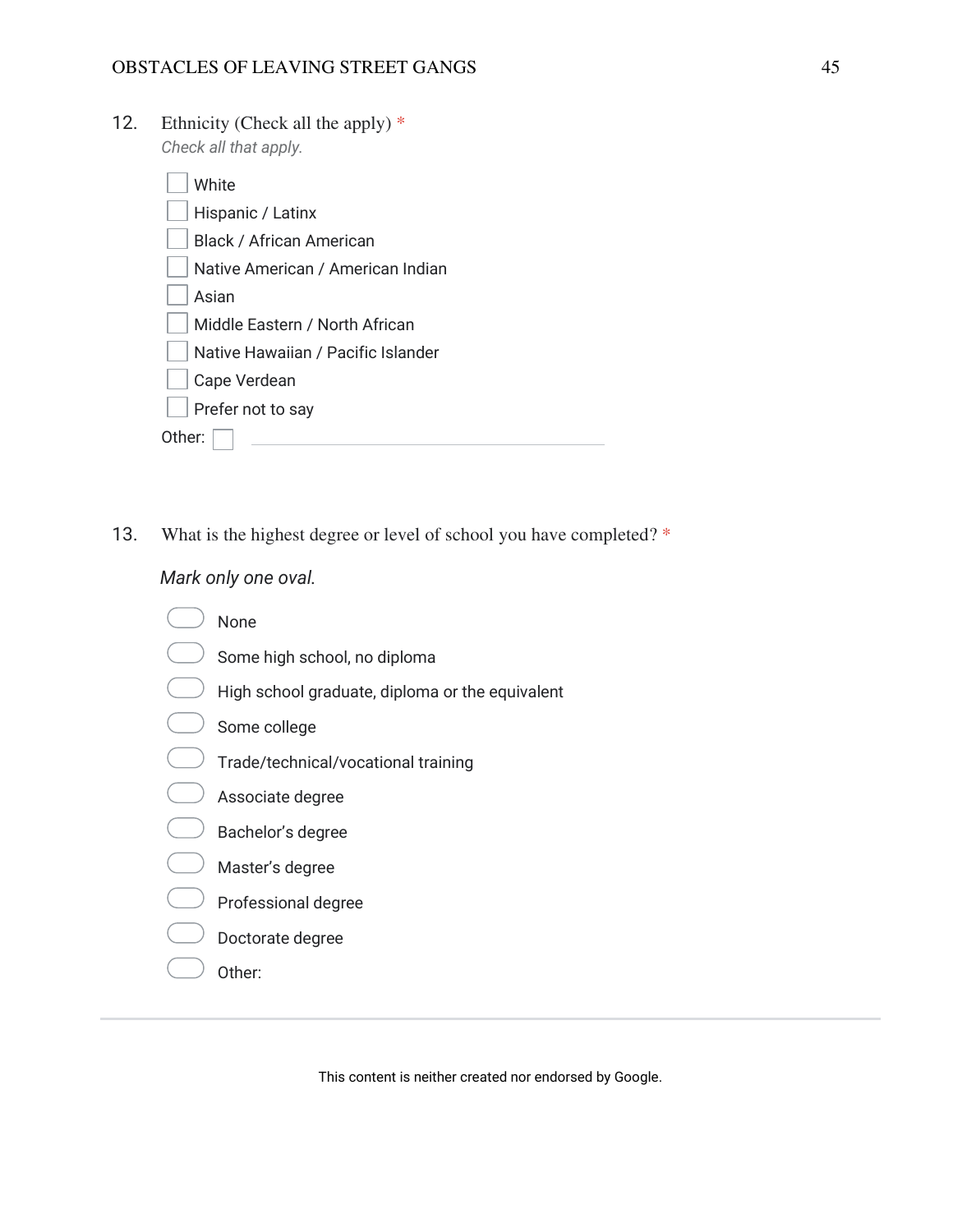12. Ethnicity (Check all the apply) *

*Check all that apply.*

- [ ] White
- [ ] Hispanic / Latinx
- [ ] Black / African American
- [ ] Native American / American Indian
- [ ] Asian
- [ ] Middle Eastern / North African
- [ ] Native Hawaiian / Pacific Islander
- [ ] Cape Verdean
- [ ] Prefer not to say

Other: [ ] ________________________

13. What is the highest degree or level of school you have completed? *

*Mark only one oval.*

- ( ) None
- ( ) Some high school, no diploma
- ( ) High school graduate, diploma or the equivalent
- ( ) Some college
- ( ) Trade/technical/vocational training
- ( ) Associate degree
- ( ) Bachelor's degree
- ( ) Master's degree
- ( ) Professional degree
- ( ) Doctorate degree
- ( ) Other:

---

This content is neither created nor endorsed by Google.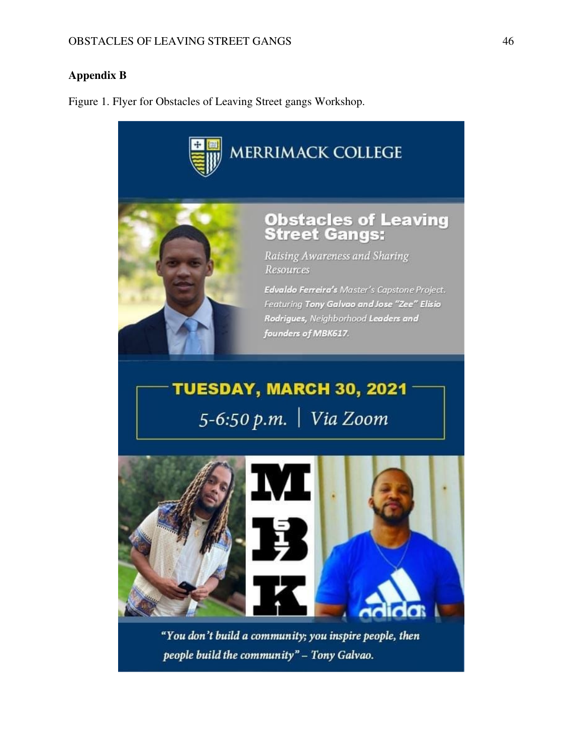**Appendix B**

Figure 1. Flyer for Obstacles of Leaving Street gangs Workshop.

MERRIMACK COLLEGE

**Obstacles of Leaving Street Gangs:**

*Raising Awareness and Sharing Resources*

***Edvaldo Ferreira's*** *Master's Capstone Project. Featuring* ***Tony Galvao and Jose "Zee" Elisio Rodrigues,*** *Neighborhood* ***Leaders and founders of MBK617.***

**TUESDAY, MARCH 30, 2021**

*5-6:50 p.m. | Via Zoom*

MBK 617

*"You don't build a community; you inspire people, then people build the community" – Tony Galvao.*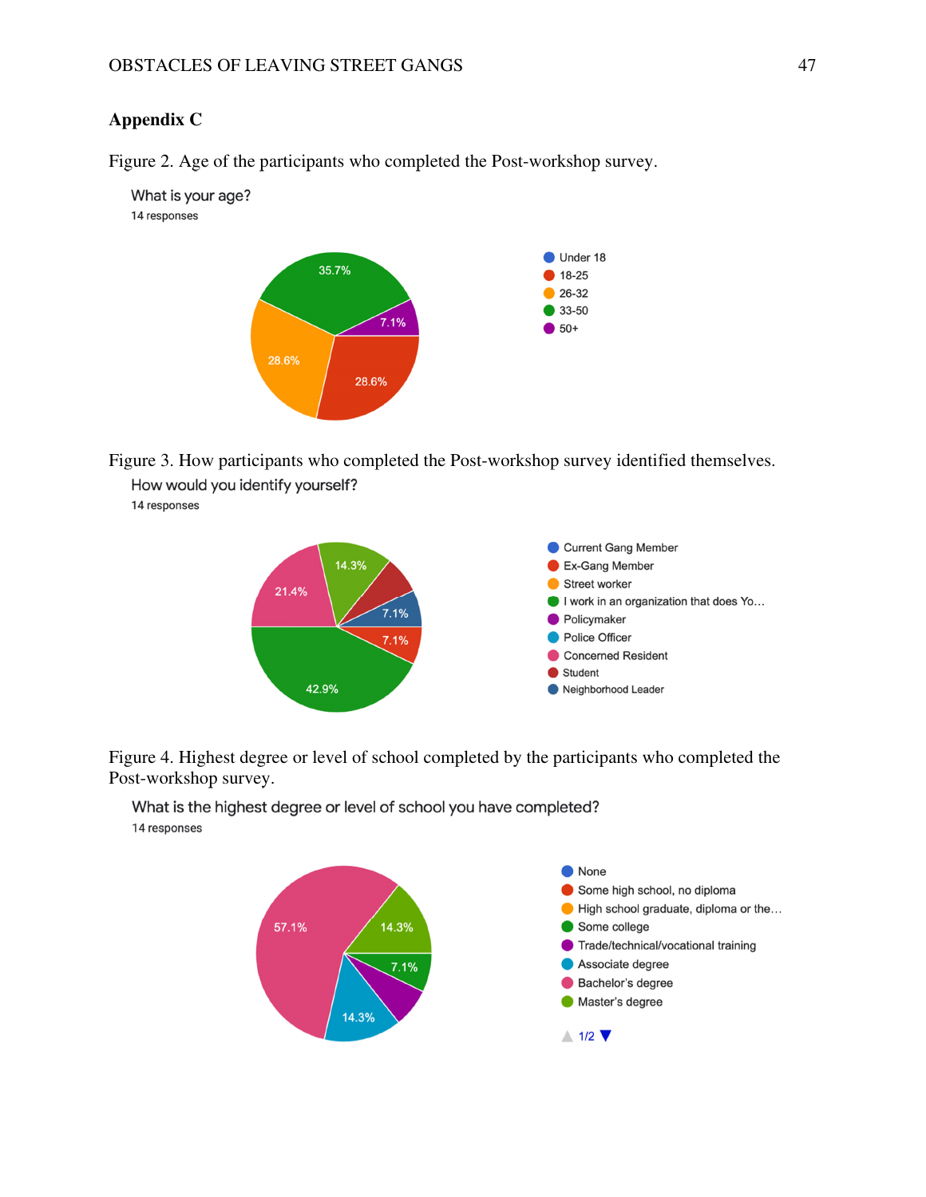## Appendix C

Figure 2. Age of the participants who completed the Post-workshop survey.

What is your age?
14 responses

35.7%
7.1%
28.6%
28.6%

Under 18
18-25
26-32
33-50
50+

Figure 3. How participants who completed the Post-workshop survey identified themselves.

How would you identify yourself?
14 responses

14.3%
21.4%
7.1%
7.1%
42.9%

Current Gang Member
Ex-Gang Member
Street worker
I work in an organization that does Yo…
Policymaker
Police Officer
Concerned Resident
Student
Neighborhood Leader

Figure 4. Highest degree or level of school completed by the participants who completed the Post-workshop survey.

What is the highest degree or level of school you have completed?
14 responses

57.1%
14.3%
7.1%
14.3%

None
Some high school, no diploma
High school graduate, diploma or the…
Some college
Trade/technical/vocational training
Associate degree
Bachelor's degree
Master's degree

1/2